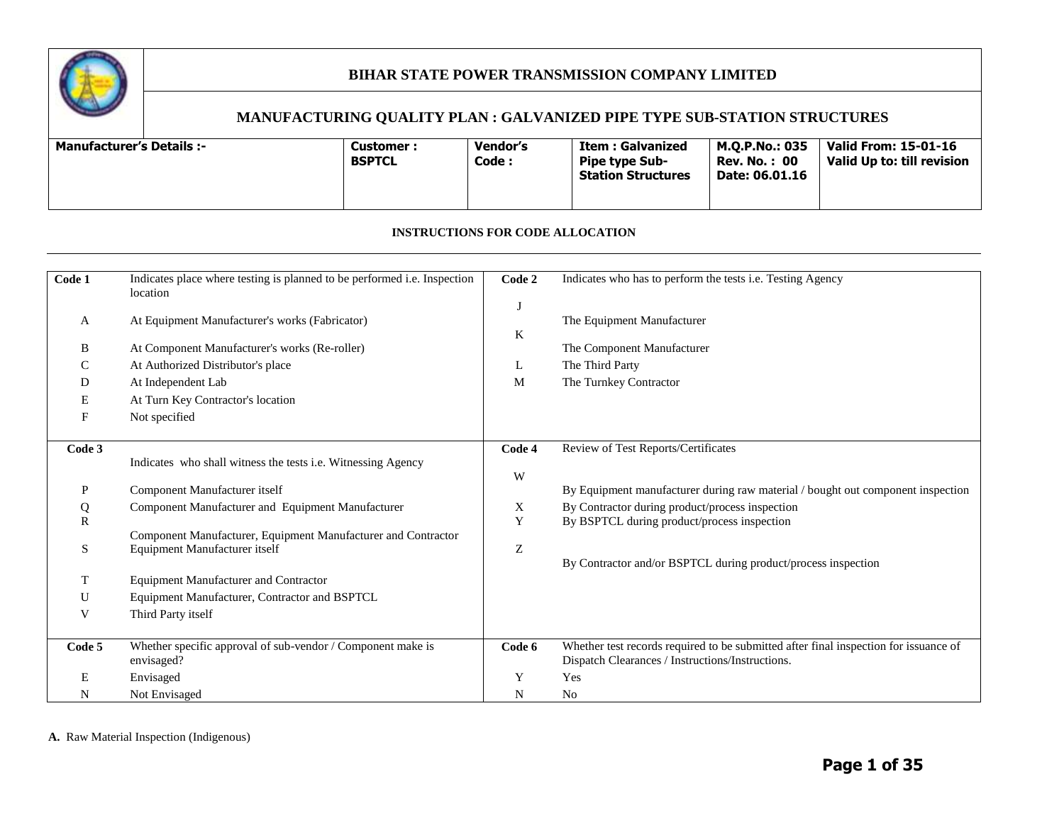# BIHAR STATE POWER TRANSMISSION COMPANY LIMITED

## MANUFACTURING QUALITY PLAN : GALVANIZED PIPE TYPE SUB-STATION STRUCTURES

| Manufacturer's Details :- | Customer : BSPTCL | Vendor's Code : | Item : Galvanized Pipe type Sub-Station Structures | M.Q.P.No.: 035 Rev. No. : 00 Date: 06.01.16 | Valid From: 15-01-16 Valid Up to: till revision |
|---|---|---|---|---|---|

### INSTRUCTIONS FOR CODE ALLOCATION

| Code 1 | Indicates place where testing is planned to be performed i.e. Inspection location | Code 2 | Indicates who has to perform the tests i.e. Testing Agency |
|---|---|---|---|
| A | At Equipment Manufacturer's works (Fabricator) | J | The Equipment Manufacturer |
| B | At Component Manufacturer's works (Re-roller) | K | The Component Manufacturer |
| C | At Authorized Distributor's place | L | The Third Party |
| D | At Independent Lab | M | The Turnkey Contractor |
| E | At Turn Key Contractor's location | | |
| F | Not specified | | |

| Code 3 | Indicates who shall witness the tests i.e. Witnessing Agency | Code 4 | Review of Test Reports/Certificates |
|---|---|---|---|
| P | Component Manufacturer itself | W | By Equipment manufacturer during raw material / bought out component inspection |
| Q | Component Manufacturer and Equipment Manufacturer | X | By Contractor during product/process inspection |
| R | Component Manufacturer, Equipment Manufacturer and Contractor | Y | By BSPTCL during product/process inspection |
| S | Equipment Manufacturer itself | Z | By Contractor and/or BSPTCL during product/process inspection |
| T | Equipment Manufacturer and Contractor | | |
| U | Equipment Manufacturer, Contractor and BSPTCL | | |
| V | Third Party itself | | |

| Code 5 | Whether specific approval of sub-vendor / Component make is envisaged? | Code 6 | Whether test records required to be submitted after final inspection for issuance of Dispatch Clearances / Instructions/Instructions. |
|---|---|---|---|
| E | Envisaged | Y | Yes |
| N | Not Envisaged | N | No |

**A.** Raw Material Inspection (Indigenous)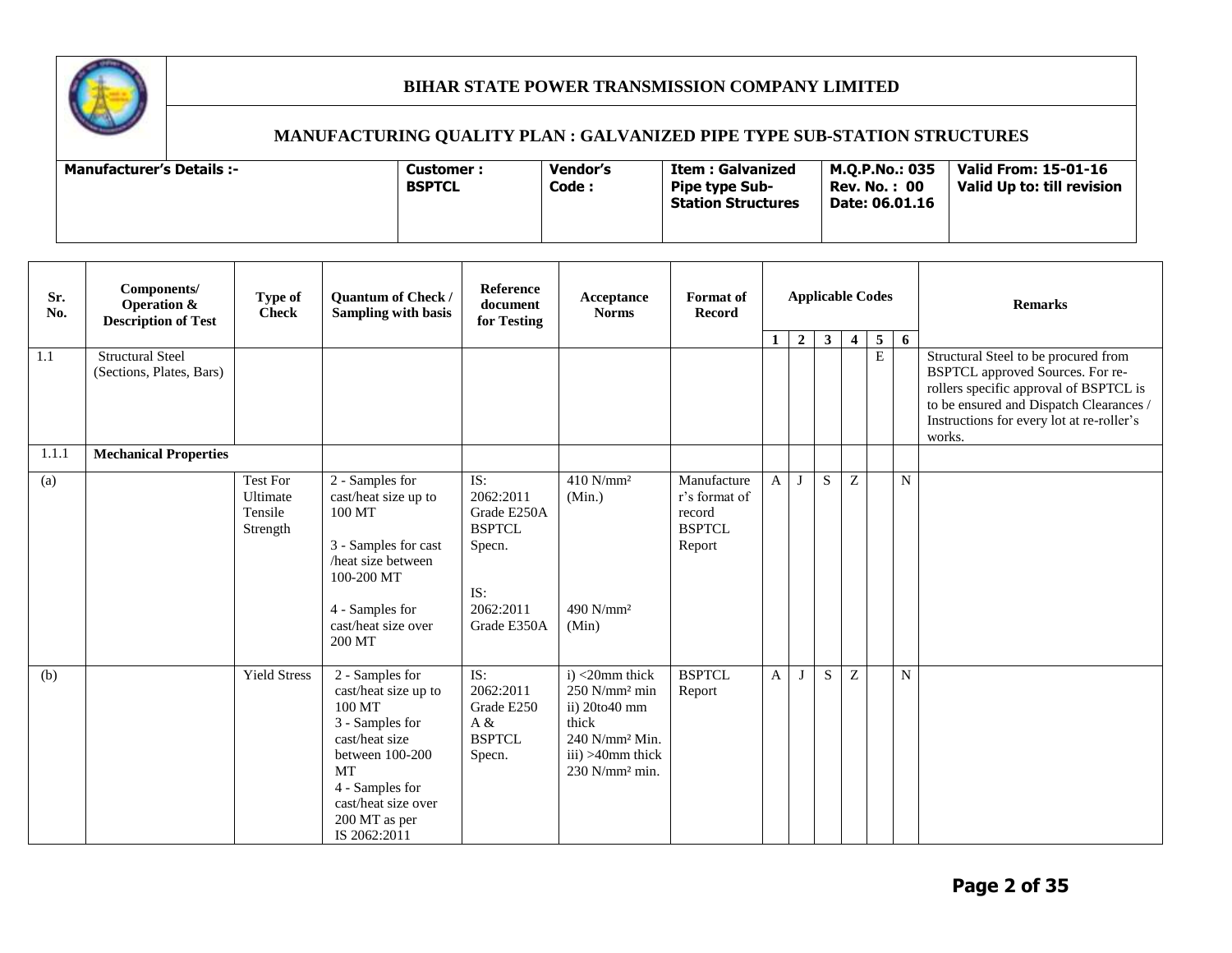## BIHAR STATE POWER TRANSMISSION COMPANY LIMITED

### MANUFACTURING QUALITY PLAN : GALVANIZED PIPE TYPE SUB-STATION STRUCTURES

| Manufacturer's Details :- | Customer : BSPTCL | Vendor's Code : | Item : Galvanized Pipe type Sub-Station Structures | M.Q.P.No.: 035 Rev. No. : 00 Date: 06.01.16 | Valid From: 15-01-16 Valid Up to: till revision |
|---|---|---|---|---|---|

| Sr. No. | Components/ Operation & Description of Test | Type of Check | Quantum of Check / Sampling with basis | Reference document for Testing | Acceptance Norms | Format of Record | Applicable Codes | | | | | | Remarks |
|---|---|---|---|---|---|---|---|---|---|---|---|---|---|
| | | | | | | | 1 | 2 | 3 | 4 | 5 | 6 | |
| 1.1 | Structural Steel (Sections, Plates, Bars) | | | | | | | | | | E | | Structural Steel to be procured from BSPTCL approved Sources. For re-rollers specific approval of BSPTCL is to be ensured and Dispatch Clearances / Instructions for every lot at re-roller's works. |
| 1.1.1 | **Mechanical Properties** | | | | | | | | | | | | |
| (a) | | Test For Ultimate Tensile Strength | 2 - Samples for cast/heat size up to 100 MT<br><br>3 - Samples for cast /heat size between 100-200 MT<br><br>4 - Samples for cast/heat size over 200 MT | IS: 2062:2011 Grade E250A BSPTCL Specn.<br><br>IS: 2062:2011 Grade E350A | 410 N/mm² (Min.)<br><br>490 N/mm² (Min) | Manufacturer's format of record BSPTCL Report | A | J | S | Z | | N | |
| (b) | | Yield Stress | 2 - Samples for cast/heat size up to 100 MT<br>3 - Samples for cast/heat size between 100-200 MT<br>4 - Samples for cast/heat size over 200 MT as per IS 2062:2011 | IS: 2062:2011 Grade E250 A & BSPTCL Specn. | i) <20mm thick 250 N/mm² min<br>ii) 20to40 mm thick 240 N/mm² Min.<br>iii) >40mm thick 230 N/mm² min. | BSPTCL Report | A | J | S | Z | | N | |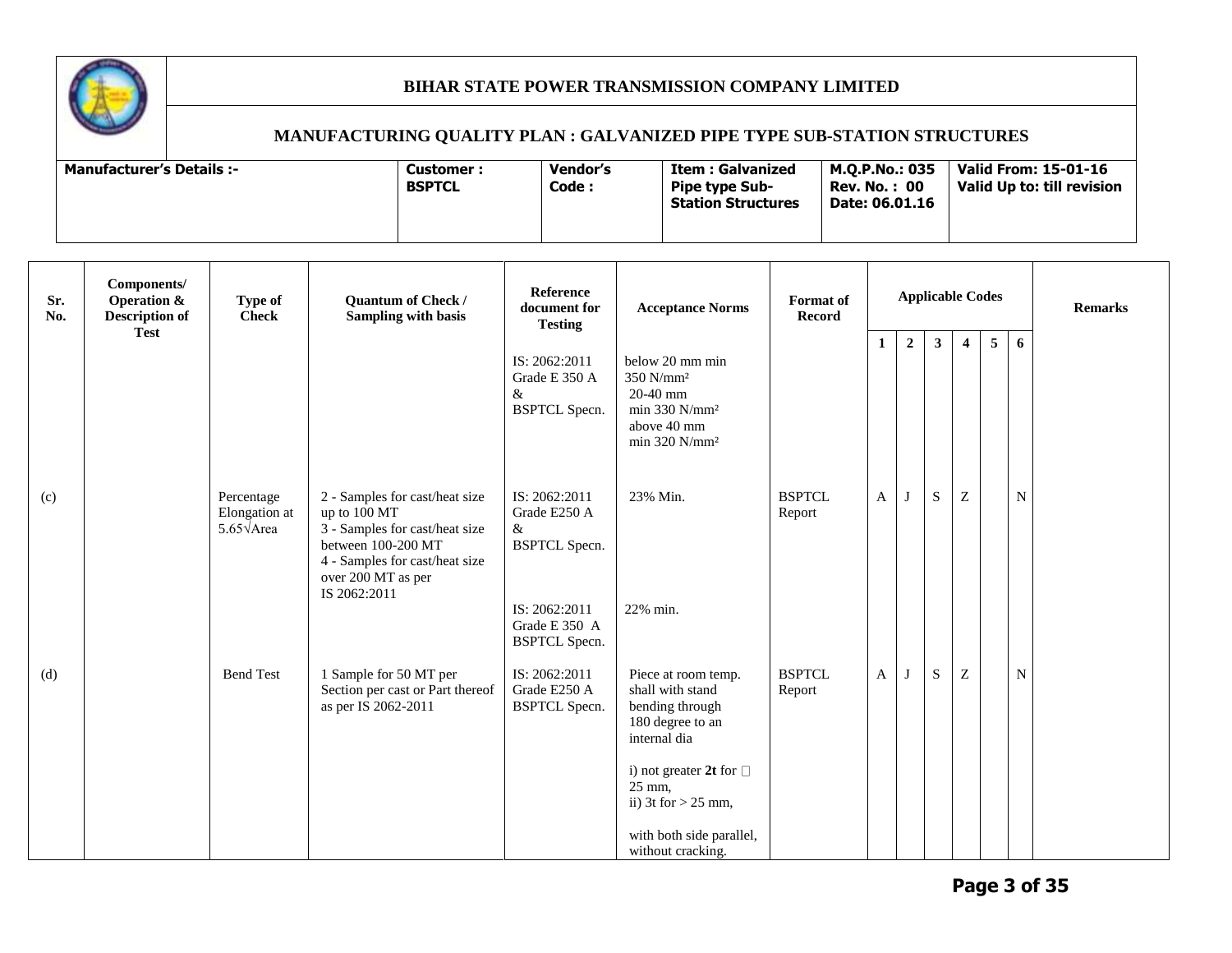# BIHAR STATE POWER TRANSMISSION COMPANY LIMITED

## MANUFACTURING QUALITY PLAN : GALVANIZED PIPE TYPE SUB-STATION STRUCTURES

| Manufacturer's Details :- | Customer : BSPTCL | Vendor's Code : | Item : Galvanized Pipe type Sub-Station Structures | M.Q.P.No.: 035 Rev. No. : 00 Date: 06.01.16 | Valid From: 15-01-16 Valid Up to: till revision |
|---|---|---|---|---|---|

| Sr. No. | Components/ Operation & Description of Test | Type of Check | Quantum of Check / Sampling with basis | Reference document for Testing | Acceptance Norms | Format of Record | Applicable Codes | | | | | | Remarks |
|---|---|---|---|---|---|---|---|---|---|---|---|---|---|
| | | | | | | | 1 | 2 | 3 | 4 | 5 | 6 | |
| | | | | IS: 2062:2011 Grade E 350 A & BSPTCL Specn. | below 20 mm min 350 N/mm² 20-40 mm min 330 N/mm² above 40 mm min 320 N/mm² | | | | | | | | |
| (c) | | Percentage Elongation at 5.65√Area | 2 - Samples for cast/heat size up to 100 MT 3 - Samples for cast/heat size between 100-200 MT 4 - Samples for cast/heat size over 200 MT as per IS 2062:2011 | IS: 2062:2011 Grade E250 A & BSPTCL Specn. | 23% Min. | BSPTCL Report | A | J | S | Z | | N | |
| | | | | IS: 2062:2011 Grade E 350 A BSPTCL Specn. | 22% min. | | | | | | | | |
| (d) | | Bend Test | 1 Sample for 50 MT per Section per cast or Part thereof as per IS 2062-2011 | IS: 2062:2011 Grade E250 A BSPTCL Specn. | Piece at room temp. shall with stand bending through 180 degree to an internal dia i) not greater **2t** for ≤ 25 mm, ii) 3t for > 25 mm, with both side parallel, without cracking. | BSPTCL Report | A | J | S | Z | | N | |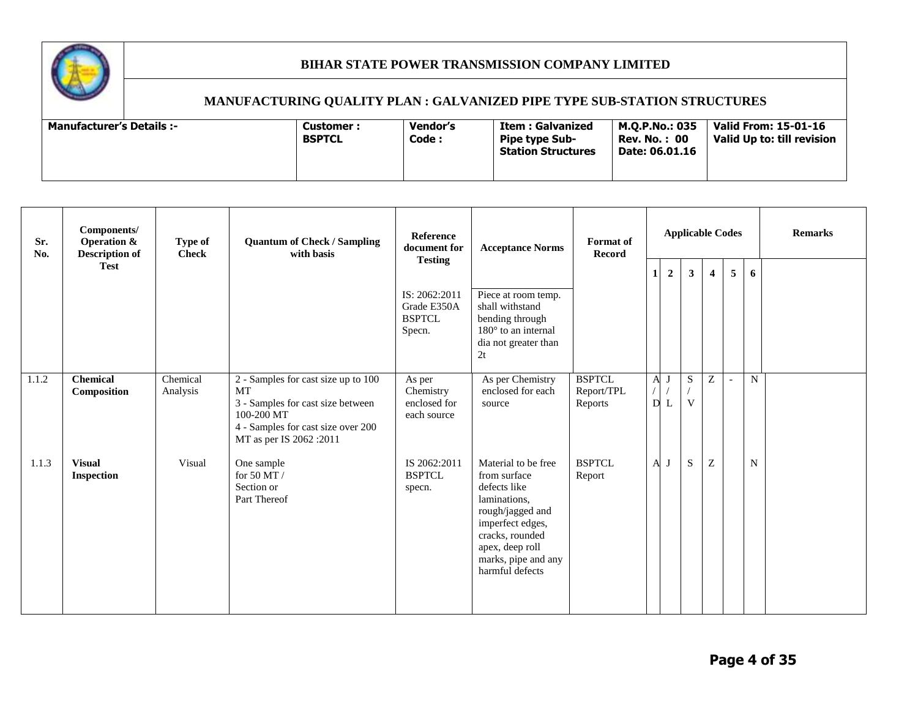**BIHAR STATE POWER TRANSMISSION COMPANY LIMITED**

**MANUFACTURING QUALITY PLAN : GALVANIZED PIPE TYPE SUB-STATION STRUCTURES**

| Manufacturer's Details :- | Customer : BSPTCL | Vendor's Code : | Item : Galvanized Pipe type Sub-Station Structures | M.Q.P.No.: 035 Rev. No. : 00 Date: 06.01.16 | Valid From: 15-01-16 Valid Up to: till revision |
|---|---|---|---|---|---|

| Sr. No. | Components/ Operation & Description of Test | Type of Check | Quantum of Check / Sampling with basis | Reference document for Testing | Acceptance Norms | Format of Record | Applicable Codes | | | | | | Remarks |
|---|---|---|---|---|---|---|---|---|---|---|---|---|---|
| | | | | | | | 1 | 2 | 3 | 4 | 5 | 6 | |
| | | | | IS: 2062:2011 Grade E350A BSPTCL Specn. | Piece at room temp. shall withstand bending through 180° to an internal dia not greater than 2t | | | | | | | | |
| 1.1.2 | **Chemical Composition** | Chemical Analysis | 2 - Samples for cast size up to 100 MT<br>3 - Samples for cast size between 100-200 MT<br>4 - Samples for cast size over 200 MT as per IS 2062 :2011 | As per Chemistry enclosed for each source | As per Chemistry enclosed for each source | BSPTCL Report/TPL Reports | A / D | J / L | S / V | Z | - | N | |
| 1.1.3 | **Visual Inspection** | Visual | One sample for 50 MT / Section or Part Thereof | IS 2062:2011 BSPTCL specn. | Material to be free from surface defects like laminations, rough/jagged and imperfect edges, cracks, rounded apex, deep roll marks, pipe and any harmful defects | BSPTCL Report | A | J | S | Z | | N | |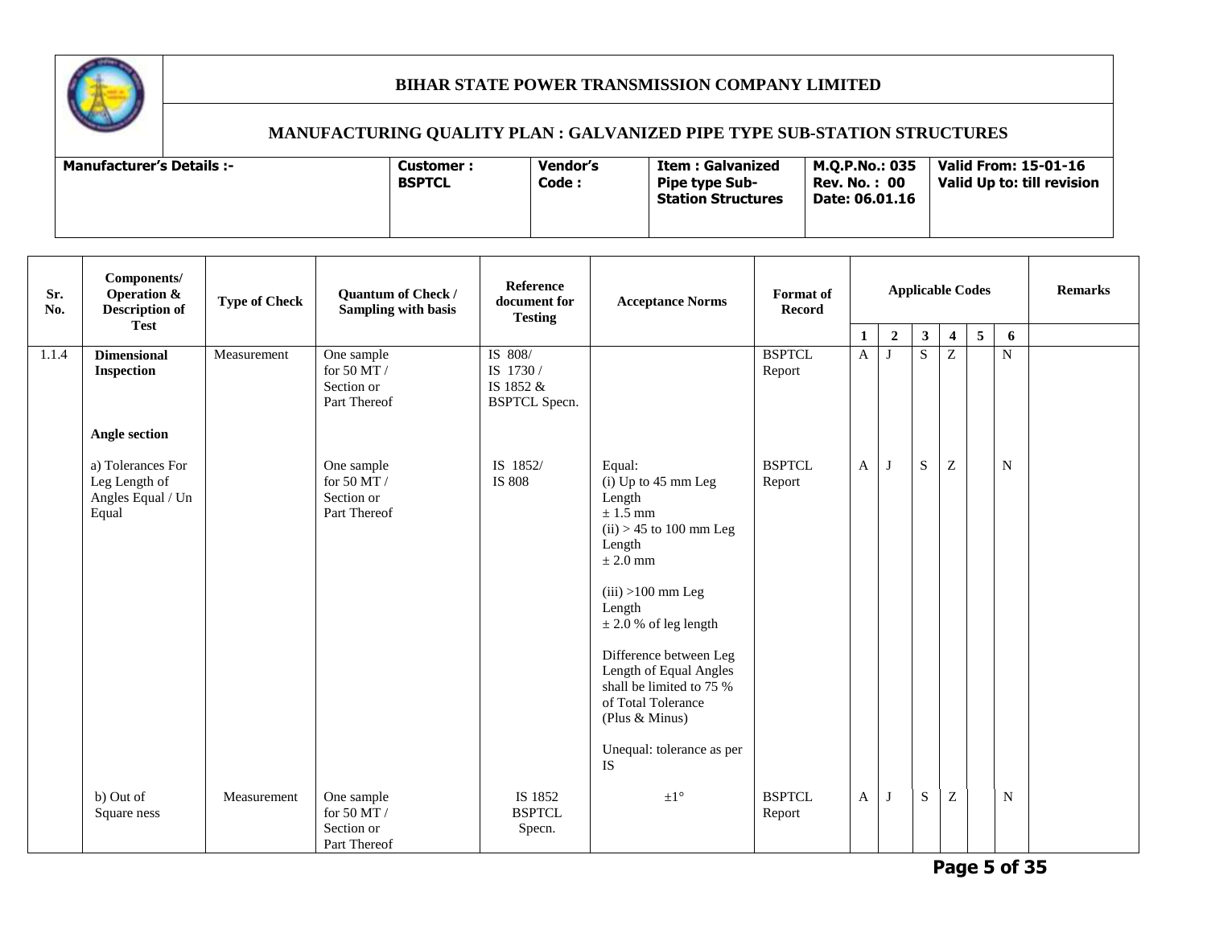# BIHAR STATE POWER TRANSMISSION COMPANY LIMITED

## MANUFACTURING QUALITY PLAN : GALVANIZED PIPE TYPE SUB-STATION STRUCTURES

| Manufacturer's Details :- | Customer : BSPTCL | Vendor's Code : | Item : Galvanized Pipe type Sub-Station Structures | M.Q.P.No.: 035 Rev. No. : 00 Date: 06.01.16 | Valid From: 15-01-16 Valid Up to: till revision |
|---|---|---|---|---|---|

| Sr. No. | Components/ Operation & Description of Test | Type of Check | Quantum of Check / Sampling with basis | Reference document for Testing | Acceptance Norms | Format of Record | Applicable Codes | | | | | | Remarks |
|---|---|---|---|---|---|---|---|---|---|---|---|---|---|
| | | | | | | | 1 | 2 | 3 | 4 | 5 | 6 | |
| 1.1.4 | **Dimensional Inspection** | Measurement | One sample for 50 MT / Section or Part Thereof | IS 808/ IS 1730 / IS 1852 & BSPTCL Specn. | | BSPTCL Report | A | J | S | Z | | N | |
| | **Angle section** | | | | | | | | | | | | |
| | a) Tolerances For Leg Length of Angles Equal / Un Equal | | One sample for 50 MT / Section or Part Thereof | IS 1852/ IS 808 | Equal:<br>(i) Up to 45 mm Leg Length ± 1.5 mm<br>(ii) > 45 to 100 mm Leg Length ± 2.0 mm<br>(iii) >100 mm Leg Length ± 2.0 % of leg length<br>Difference between Leg Length of Equal Angles shall be limited to 75 % of Total Tolerance (Plus & Minus)<br>Unequal: tolerance as per IS | BSPTCL Report | A | J | S | Z | | N | |
| | b) Out of Square ness | Measurement | One sample for 50 MT / Section or Part Thereof | IS 1852 BSPTCL Specn. | ±1° | BSPTCL Report | A | J | S | Z | | N | |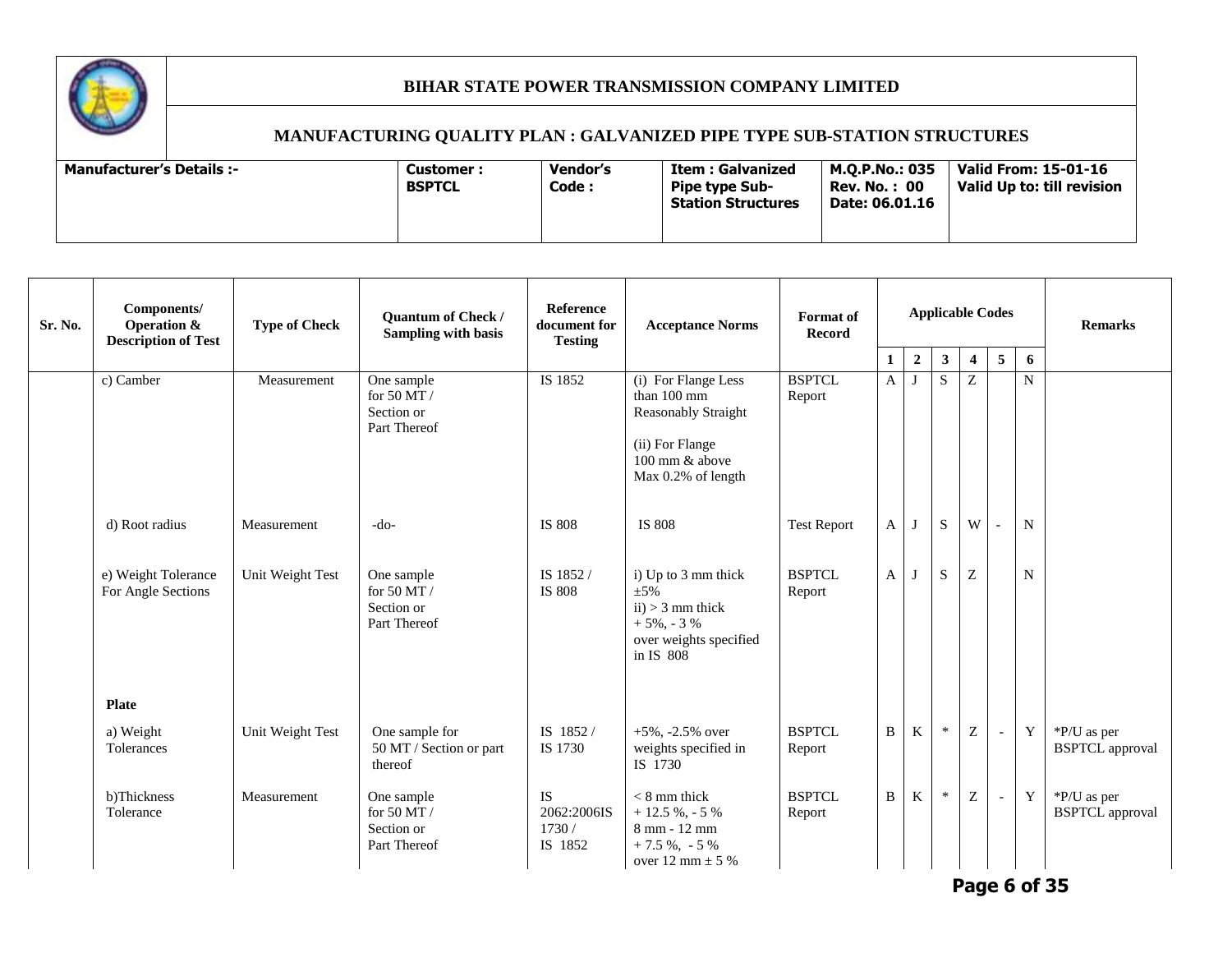**BIHAR STATE POWER TRANSMISSION COMPANY LIMITED**

**MANUFACTURING QUALITY PLAN : GALVANIZED PIPE TYPE SUB-STATION STRUCTURES**

| Manufacturer's Details :- | Customer : BSPTCL | Vendor's Code : | Item : Galvanized Pipe type Sub-Station Structures | M.Q.P.No.: 035 Rev. No. : 00 Date: 06.01.16 | Valid From: 15-01-16 Valid Up to: till revision |
|---|---|---|---|---|---|

| Sr. No. | Components/ Operation & Description of Test | Type of Check | Quantum of Check / Sampling with basis | Reference document for Testing | Acceptance Norms | Format of Record | Applicable Codes | | | | | | Remarks |
|---|---|---|---|---|---|---|---|---|---|---|---|---|---|
| | | | | | | | 1 | 2 | 3 | 4 | 5 | 6 | |
| | c) Camber | Measurement | One sample for 50 MT / Section or Part Thereof | IS 1852 | (i) For Flange Less than 100 mm Reasonably Straight (ii) For Flange 100 mm & above Max 0.2% of length | BSPTCL Report | A | J | S | Z | | N | |
| | d) Root radius | Measurement | -do- | IS 808 | IS 808 | Test Report | A | J | S | W | - | N | |
| | e) Weight Tolerance For Angle Sections | Unit Weight Test | One sample for 50 MT / Section or Part Thereof | IS 1852 / IS 808 | i) Up to 3 mm thick ±5% ii) > 3 mm thick + 5%, - 3 % over weights specified in IS 808 | BSPTCL Report | A | J | S | Z | | N | |
| | **Plate** | | | | | | | | | | | | |
| | a) Weight Tolerances | Unit Weight Test | One sample for 50 MT / Section or part thereof | IS 1852 / IS 1730 | +5%, -2.5% over weights specified in IS 1730 | BSPTCL Report | B | K | * | Z | - | Y | *P/U as per BSPTCL approval |
| | b)Thickness Tolerance | Measurement | One sample for 50 MT / Section or Part Thereof | IS 2062:2006IS 1730 / IS 1852 | < 8 mm thick + 12.5 %, - 5 % 8 mm - 12 mm + 7.5 %, - 5 % over 12 mm ± 5 % | BSPTCL Report | B | K | * | Z | - | Y | *P/U as per BSPTCL approval |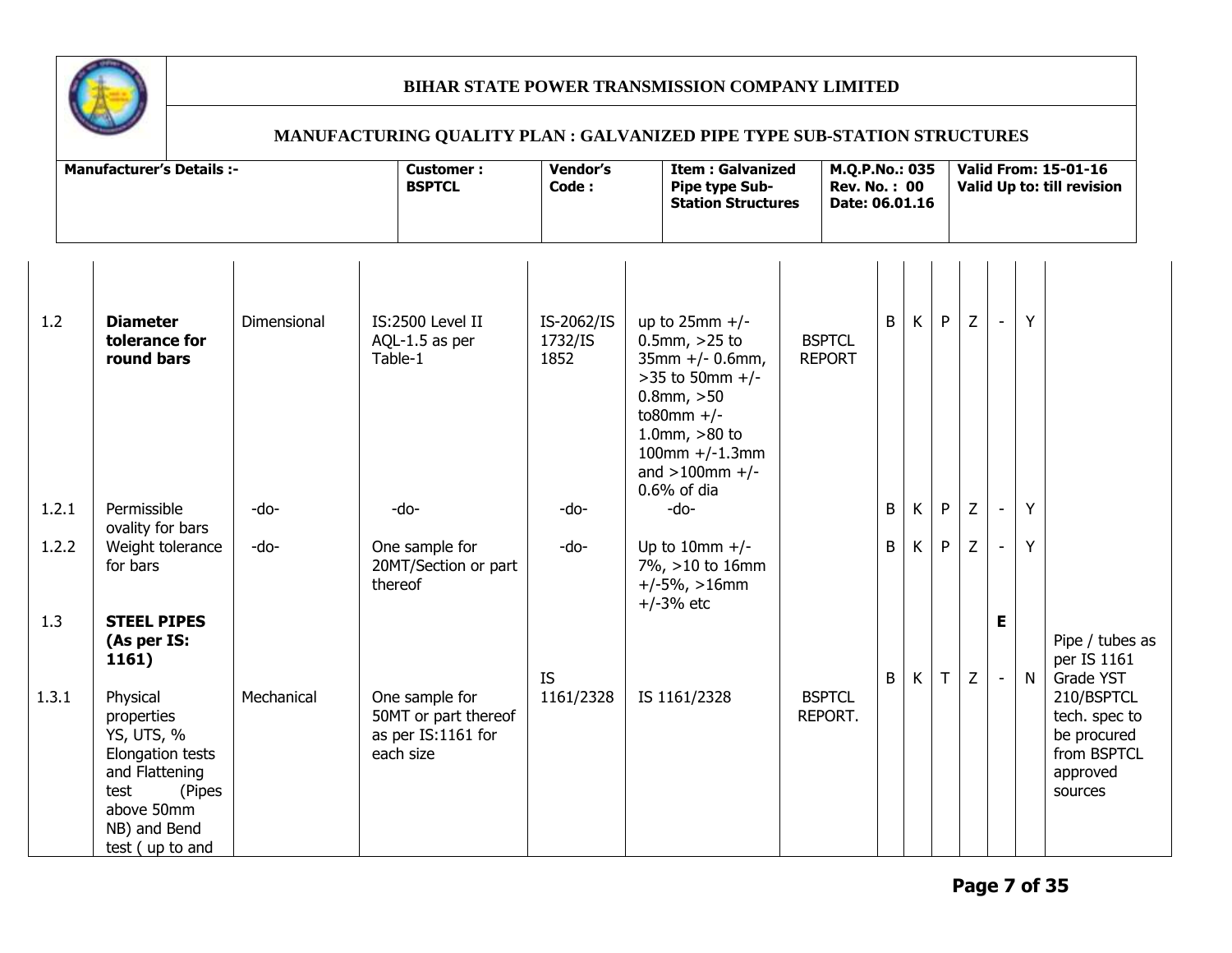**BIHAR STATE POWER TRANSMISSION COMPANY LIMITED**

**MANUFACTURING QUALITY PLAN : GALVANIZED PIPE TYPE SUB-STATION STRUCTURES**

| Manufacturer's Details :- | Customer : BSPTCL | Vendor's Code : | Item : Galvanized Pipe type Sub-Station Structures | M.Q.P.No.: 035 Rev. No. : 00 Date: 06.01.16 | Valid From: 15-01-16 Valid Up to: till revision |
|---|---|---|---|---|---|

| | | | | | | | | | | | | | |
|---|---|---|---|---|---|---|---|---|---|---|---|---|---|
| 1.2 | **Diameter tolerance for round bars** | Dimensional | IS:2500 Level II AQL-1.5 as per Table-1 | IS-2062/IS 1732/IS 1852 | up to 25mm +/- 0.5mm, >25 to 35mm +/- 0.6mm, >35 to 50mm +/- 0.8mm, >50 to80mm +/- 1.0mm, >80 to 100mm +/-1.3mm and >100mm +/- 0.6% of dia | BSPTCL REPORT | B | K | P | Z | - | Y | |
| 1.2.1 | Permissible ovality for bars | -do- | -do- | -do- | -do- | | B | K | P | Z | - | Y | |
| 1.2.2 | Weight tolerance for bars | -do- | One sample for 20MT/Section or part thereof | -do- | Up to 10mm +/- 7%, >10 to 16mm +/-5%, >16mm +/-3% etc | | B | K | P | Z | - | Y | |
| 1.3 | **STEEL PIPES (As per IS: 1161)** | | | | | | | | | | E | | Pipe / tubes as per IS 1161 Grade YST 210/BSPTCL tech. spec to be procured from BSPTCL approved sources |
| 1.3.1 | Physical properties YS, UTS, % Elongation tests and Flattening test (Pipes above 50mm NB) and Bend test ( up to and | Mechanical | One sample for 50MT or part thereof as per IS:1161 for each size | IS 1161/2328 | IS 1161/2328 | BSPTCL REPORT. | B | K | T | Z | - | N | |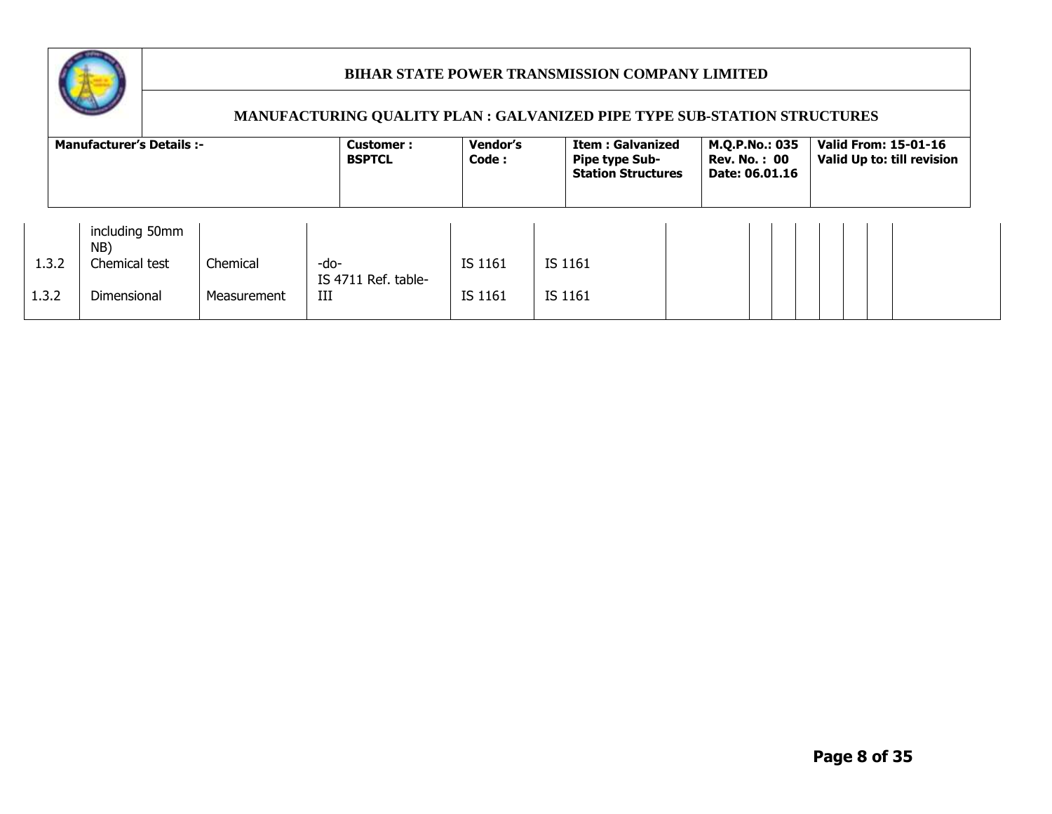| BIHAR STATE POWER TRANSMISSION COMPANY LIMITED | | | | | |
|---|---|---|---|---|---|
| MANUFACTURING QUALITY PLAN : GALVANIZED PIPE TYPE SUB-STATION STRUCTURES | | | | | |
| **Manufacturer's Details :-** | **Customer : BSPTCL** | **Vendor's Code :** | **Item : Galvanized Pipe type Sub-Station Structures** | **M.Q.P.No.: 035 Rev. No. : 00 Date: 06.01.16** | **Valid From: 15-01-16 Valid Up to: till revision** |

| | | | | | | | | | | | | | | |
|---|---|---|---|---|---|---|---|---|---|---|---|---|---|---|
| | including 50mm NB) | | | | | | | | | | | | | |
| 1.3.2 | Chemical test | Chemical | -do- | IS 1161 | IS 1161 | | | | | | | | | |
| 1.3.2 | Dimensional | Measurement | IS 4711 Ref. table-III | IS 1161 | IS 1161 | | | | | | | | | |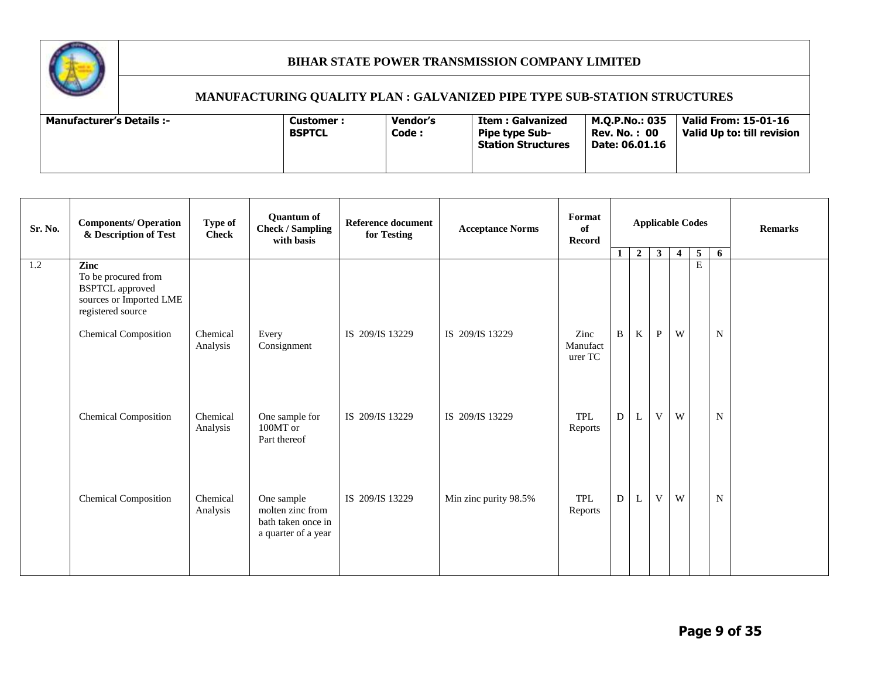# BIHAR STATE POWER TRANSMISSION COMPANY LIMITED

## MANUFACTURING QUALITY PLAN : GALVANIZED PIPE TYPE SUB-STATION STRUCTURES

| Manufacturer's Details :- | Customer : BSPTCL | Vendor's Code : | Item : Galvanized Pipe type Sub-Station Structures | M.Q.P.No.: 035 Rev. No. : 00 Date: 06.01.16 | Valid From: 15-01-16 Valid Up to: till revision |
|---|---|---|---|---|---|

| Sr. No. | Components/ Operation & Description of Test | Type of Check | Quantum of Check / Sampling with basis | Reference document for Testing | Acceptance Norms | Format of Record | Applicable Codes | | | | | | Remarks |
|---|---|---|---|---|---|---|---|---|---|---|---|---|---|
| | | | | | | | 1 | 2 | 3 | 4 | 5 | 6 | |
| 1.2 | **Zinc** To be procured from BSPTCL approved sources or Imported LME registered source | | | | | | | | | | E | | |
| | Chemical Composition | Chemical Analysis | Every Consignment | IS 209/IS 13229 | IS 209/IS 13229 | Zinc Manufacturer TC | B | K | P | W | | N | |
| | Chemical Composition | Chemical Analysis | One sample for 100MT or Part thereof | IS 209/IS 13229 | IS 209/IS 13229 | TPL Reports | D | L | V | W | | N | |
| | Chemical Composition | Chemical Analysis | One sample molten zinc from bath taken once in a quarter of a year | IS 209/IS 13229 | Min zinc purity 98.5% | TPL Reports | D | L | V | W | | N | |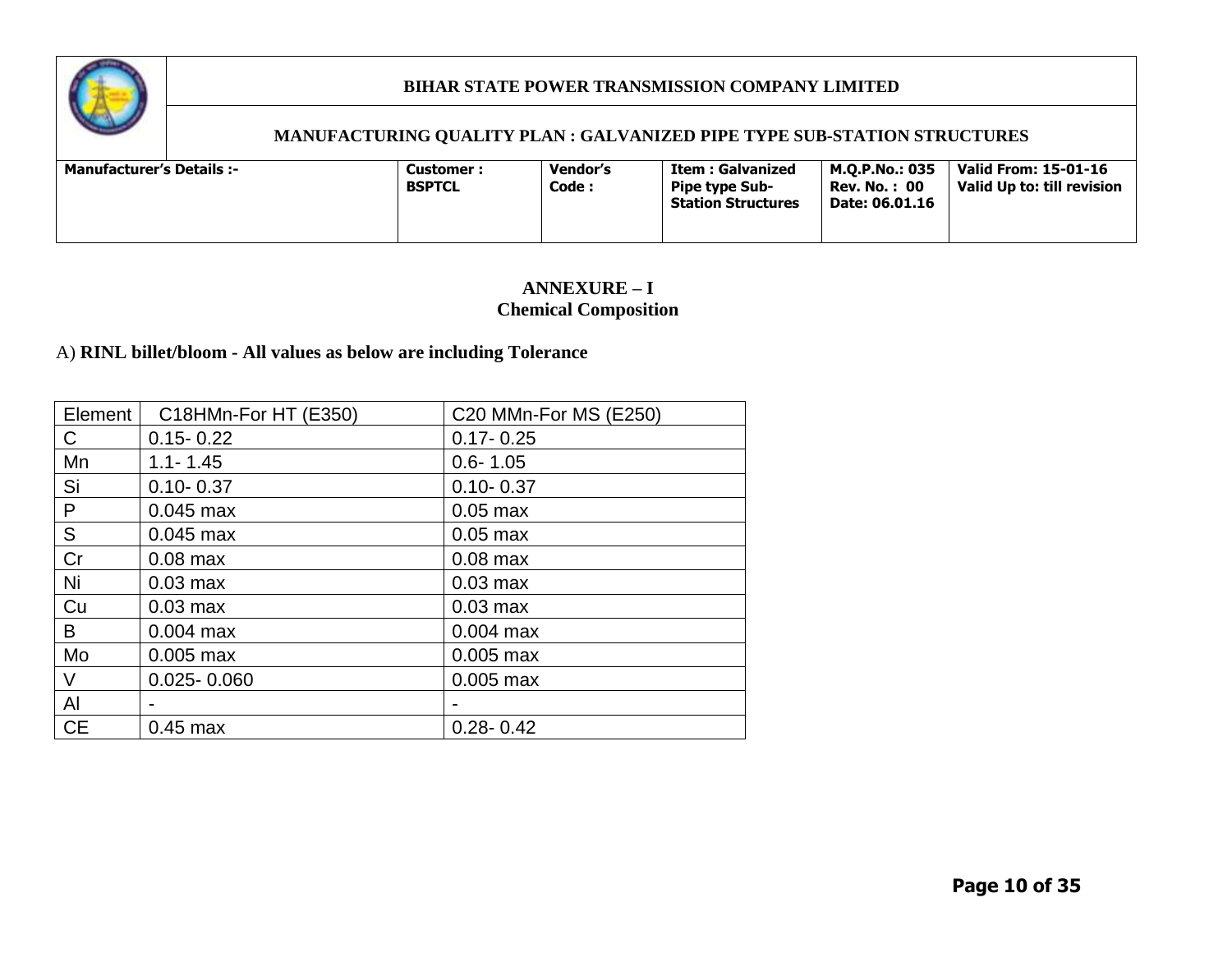| | BIHAR STATE POWER TRANSMISSION COMPANY LIMITED | | | | |
|---|---|---|---|---|---|
| | MANUFACTURING QUALITY PLAN : GALVANIZED PIPE TYPE SUB-STATION STRUCTURES | | | | |
| Manufacturer's Details :- | Customer : BSPTCL | Vendor's Code : | Item : Galvanized Pipe type Sub-Station Structures | M.Q.P.No.: 035 Rev. No. : 00 Date: 06.01.16 | Valid From: 15-01-16 Valid Up to: till revision |

## ANNEXURE – I
## Chemical Composition

A) **RINL billet/bloom - All values as below are including Tolerance**

| Element | C18HMn-For HT (E350) | C20 MMn-For MS (E250) |
|---|---|---|
| C | 0.15- 0.22 | 0.17- 0.25 |
| Mn | 1.1- 1.45 | 0.6- 1.05 |
| Si | 0.10- 0.37 | 0.10- 0.37 |
| P | 0.045 max | 0.05 max |
| S | 0.045 max | 0.05 max |
| Cr | 0.08 max | 0.08 max |
| Ni | 0.03 max | 0.03 max |
| Cu | 0.03 max | 0.03 max |
| B | 0.004 max | 0.004 max |
| Mo | 0.005 max | 0.005 max |
| V | 0.025- 0.060 | 0.005 max |
| Al | - | - |
| CE | 0.45 max | 0.28- 0.42 |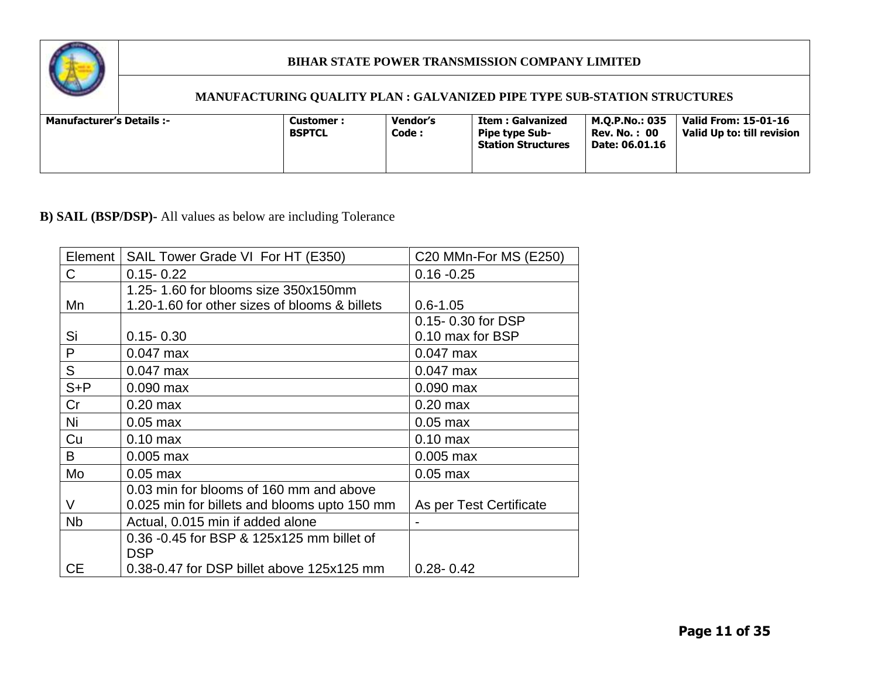**B) SAIL (BSP/DSP)-** All values as below are including Tolerance

| Element | SAIL Tower Grade VI For HT (E350) | C20 MMn-For MS (E250) |
|---|---|---|
| C | 0.15- 0.22 | 0.16 -0.25 |
| Mn | 1.25- 1.60 for blooms size 350x150mm<br>1.20-1.60 for other sizes of blooms & billets | 0.6-1.05 |
| Si | 0.15- 0.30 | 0.15- 0.30 for DSP<br>0.10 max for BSP |
| P | 0.047 max | 0.047 max |
| S | 0.047 max | 0.047 max |
| S+P | 0.090 max | 0.090 max |
| Cr | 0.20 max | 0.20 max |
| Ni | 0.05 max | 0.05 max |
| Cu | 0.10 max | 0.10 max |
| B | 0.005 max | 0.005 max |
| Mo | 0.05 max | 0.05 max |
| V | 0.03 min for blooms of 160 mm and above<br>0.025 min for billets and blooms upto 150 mm | As per Test Certificate |
| Nb | Actual, 0.015 min if added alone | - |
| CE | 0.36 -0.45 for BSP & 125x125 mm billet of DSP<br>0.38-0.47 for DSP billet above 125x125 mm | 0.28- 0.42 |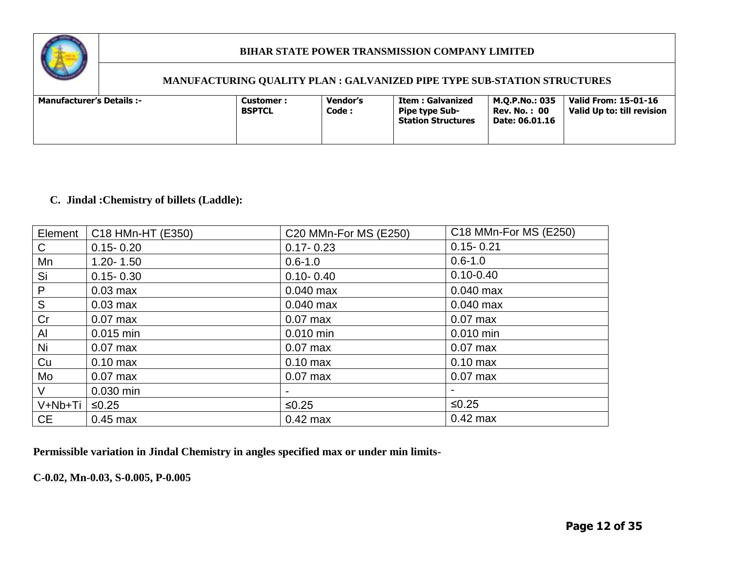**C. Jindal :Chemistry of billets (Laddle):**

| Element | C18 HMn-HT (E350) | C20 MMn-For MS (E250) | C18 MMn-For MS (E250) |
|---|---|---|---|
| C | 0.15- 0.20 | 0.17- 0.23 | 0.15- 0.21 |
| Mn | 1.20- 1.50 | 0.6-1.0 | 0.6-1.0 |
| Si | 0.15- 0.30 | 0.10- 0.40 | 0.10-0.40 |
| P | 0.03 max | 0.040 max | 0.040 max |
| S | 0.03 max | 0.040 max | 0.040 max |
| Cr | 0.07 max | 0.07 max | 0.07 max |
| Al | 0.015 min | 0.010 min | 0.010 min |
| Ni | 0.07 max | 0.07 max | 0.07 max |
| Cu | 0.10 max | 0.10 max | 0.10 max |
| Mo | 0.07 max | 0.07 max | 0.07 max |
| V | 0.030 min | - | - |
| V+Nb+Ti | ≤0.25 | ≤0.25 | ≤0.25 |
| CE | 0.45 max | 0.42 max | 0.42 max |

**Permissible variation in Jindal Chemistry in angles specified max or under min limits-**

**C-0.02, Mn-0.03, S-0.005, P-0.005**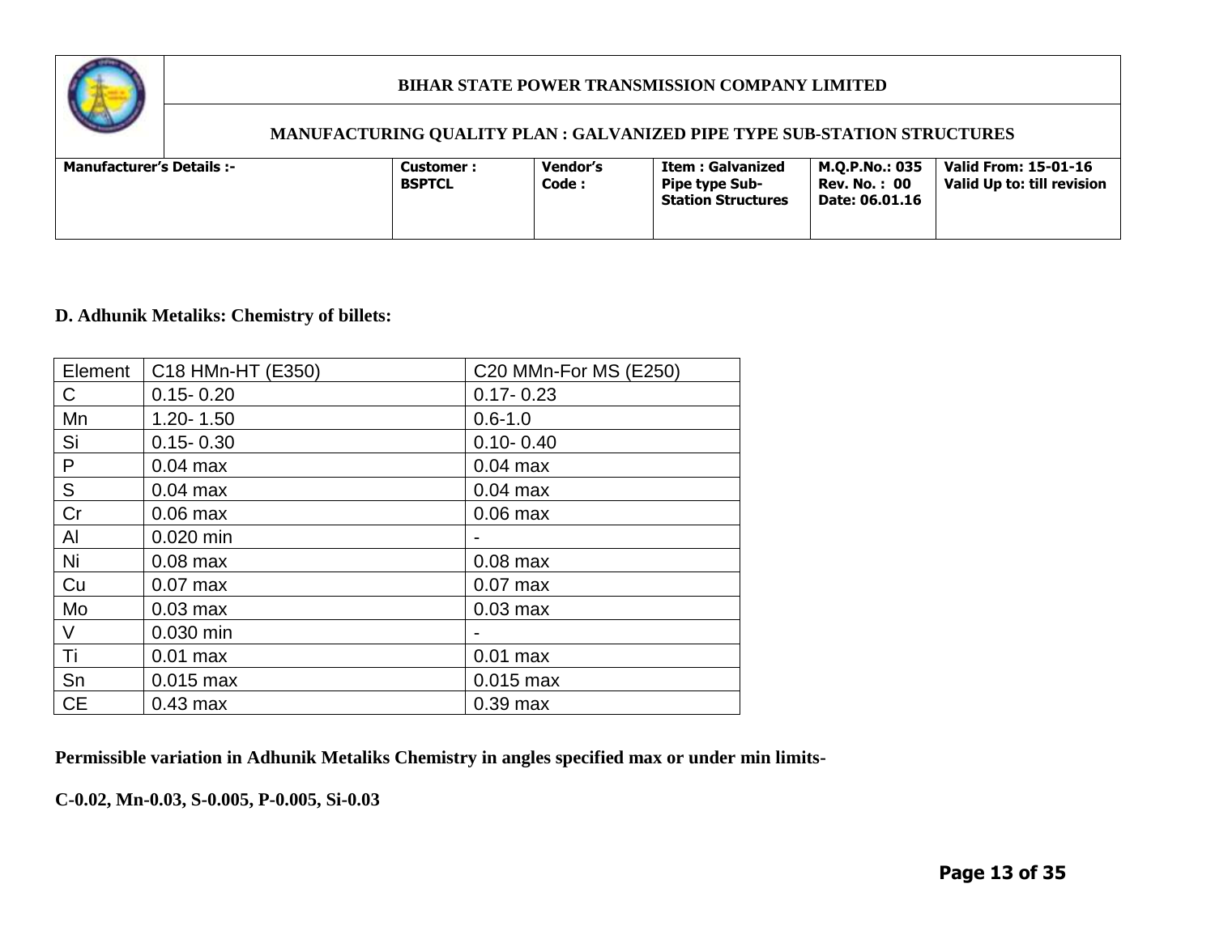**D. Adhunik Metaliks: Chemistry of billets:**

| Element | C18 HMn-HT (E350) | C20 MMn-For MS (E250) |
|---|---|---|
| C | 0.15- 0.20 | 0.17- 0.23 |
| Mn | 1.20- 1.50 | 0.6-1.0 |
| Si | 0.15- 0.30 | 0.10- 0.40 |
| P | 0.04 max | 0.04 max |
| S | 0.04 max | 0.04 max |
| Cr | 0.06 max | 0.06 max |
| Al | 0.020 min | - |
| Ni | 0.08 max | 0.08 max |
| Cu | 0.07 max | 0.07 max |
| Mo | 0.03 max | 0.03 max |
| V | 0.030 min | - |
| Ti | 0.01 max | 0.01 max |
| Sn | 0.015 max | 0.015 max |
| CE | 0.43 max | 0.39 max |

**Permissible variation in Adhunik Metaliks Chemistry in angles specified max or under min limits-**

**C-0.02, Mn-0.03, S-0.005, P-0.005, Si-0.03**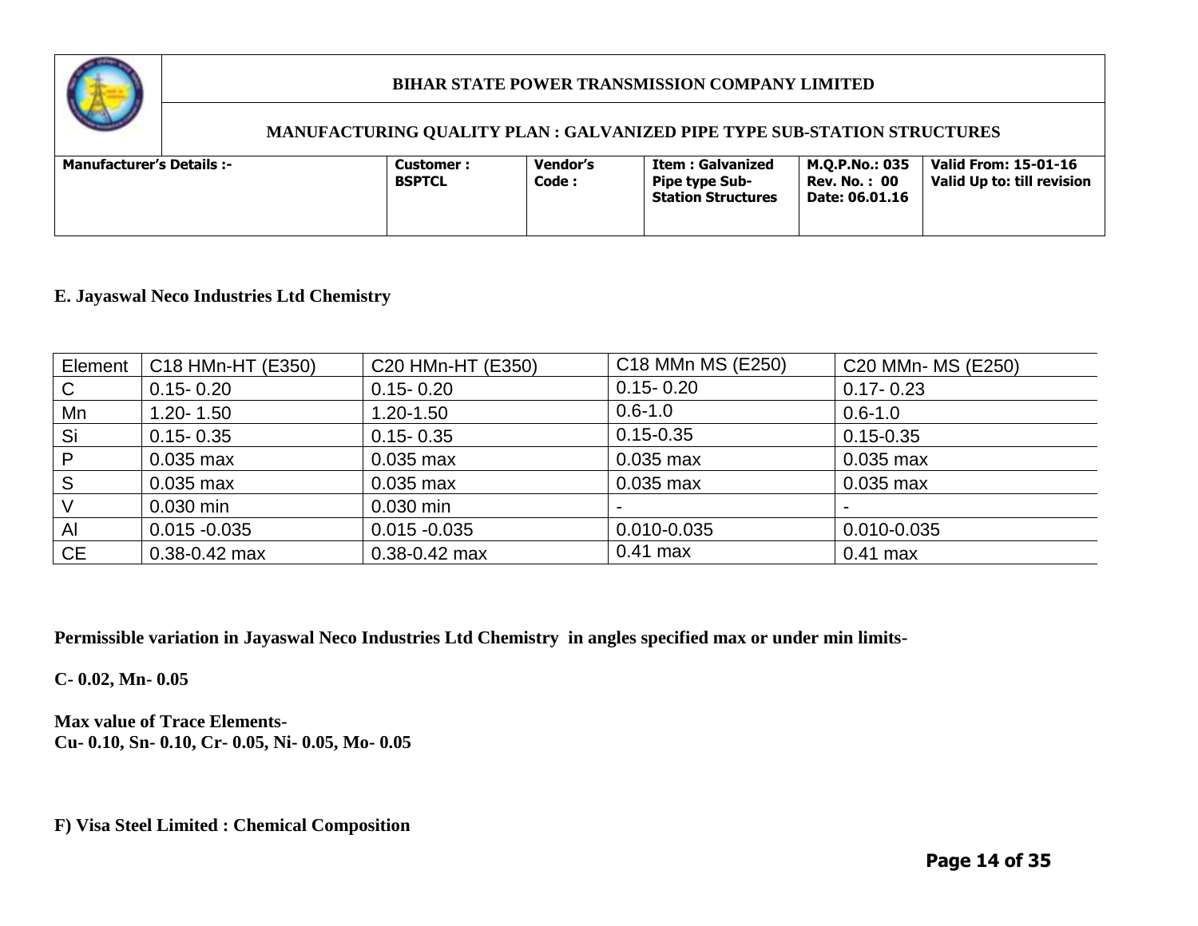### E. Jayaswal Neco Industries Ltd Chemistry

| Element | C18 HMn-HT (E350) | C20 HMn-HT (E350) | C18 MMn MS (E250) | C20 MMn- MS (E250) |
|---|---|---|---|---|
| C | 0.15- 0.20 | 0.15- 0.20 | 0.15- 0.20 | 0.17- 0.23 |
| Mn | 1.20- 1.50 | 1.20-1.50 | 0.6-1.0 | 0.6-1.0 |
| Si | 0.15- 0.35 | 0.15- 0.35 | 0.15-0.35 | 0.15-0.35 |
| P | 0.035 max | 0.035 max | 0.035 max | 0.035 max |
| S | 0.035 max | 0.035 max | 0.035 max | 0.035 max |
| V | 0.030 min | 0.030 min | - | - |
| Al | 0.015 -0.035 | 0.015 -0.035 | 0.010-0.035 | 0.010-0.035 |
| CE | 0.38-0.42 max | 0.38-0.42 max | 0.41 max | 0.41 max |

**Permissible variation in Jayaswal Neco Industries Ltd Chemistry in angles specified max or under min limits-**

**C- 0.02, Mn- 0.05**

**Max value of Trace Elements-**
**Cu- 0.10, Sn- 0.10, Cr- 0.05, Ni- 0.05, Mo- 0.05**

### F) Visa Steel Limited : Chemical Composition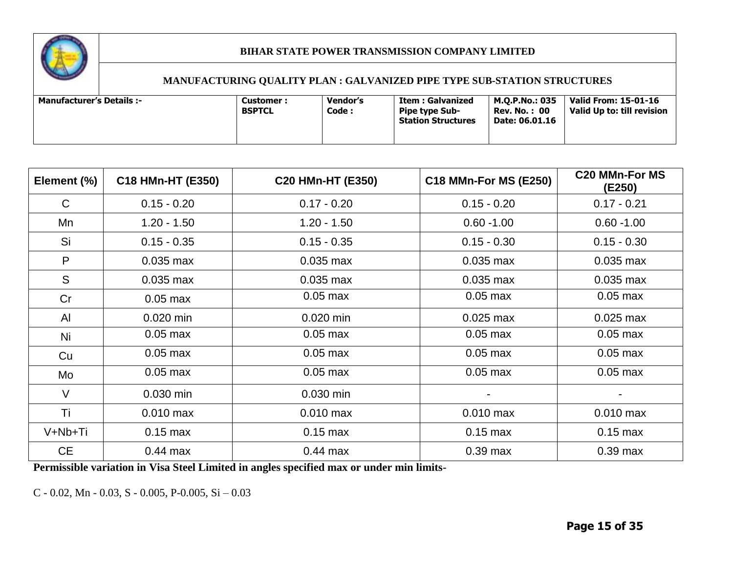| Element (%) | C18 HMn-HT (E350) | C20 HMn-HT (E350) | C18 MMn-For MS (E250) | C20 MMn-For MS (E250) |
|---|---|---|---|---|
| C | 0.15 - 0.20 | 0.17 - 0.20 | 0.15 - 0.20 | 0.17 - 0.21 |
| Mn | 1.20 - 1.50 | 1.20 - 1.50 | 0.60 -1.00 | 0.60 -1.00 |
| Si | 0.15 - 0.35 | 0.15 - 0.35 | 0.15 - 0.30 | 0.15 - 0.30 |
| P | 0.035 max | 0.035 max | 0.035 max | 0.035 max |
| S | 0.035 max | 0.035 max | 0.035 max | 0.035 max |
| Cr | 0.05 max | 0.05 max | 0.05 max | 0.05 max |
| Al | 0.020 min | 0.020 min | 0.025 max | 0.025 max |
| Ni | 0.05 max | 0.05 max | 0.05 max | 0.05 max |
| Cu | 0.05 max | 0.05 max | 0.05 max | 0.05 max |
| Mo | 0.05 max | 0.05 max | 0.05 max | 0.05 max |
| V | 0.030 min | 0.030 min | - | - |
| Ti | 0.010 max | 0.010 max | 0.010 max | 0.010 max |
| V+Nb+Ti | 0.15 max | 0.15 max | 0.15 max | 0.15 max |
| CE | 0.44 max | 0.44 max | 0.39 max | 0.39 max |

**Permissible variation in Visa Steel Limited in angles specified max or under min limits-**

C - 0.02, Mn - 0.03, S - 0.005, P-0.005, Si – 0.03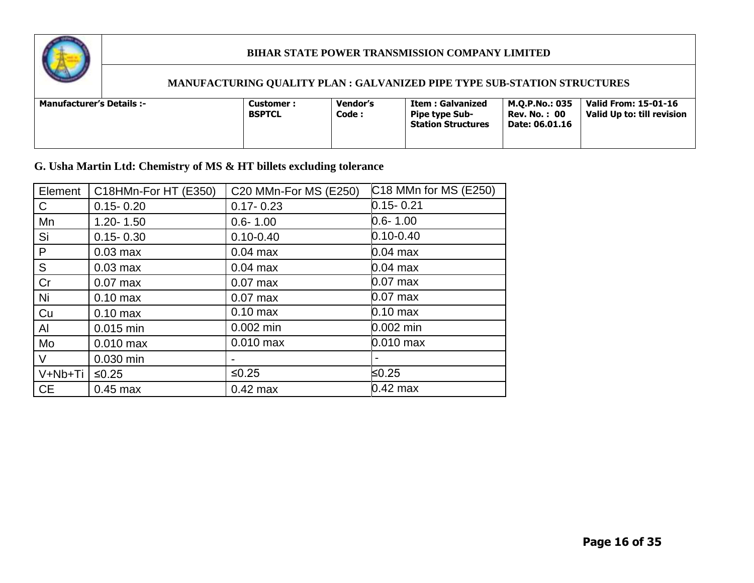| | BIHAR STATE POWER TRANSMISSION COMPANY LIMITED | | | | |
|---|---|---|---|---|---|
| | MANUFACTURING QUALITY PLAN : GALVANIZED PIPE TYPE SUB-STATION STRUCTURES | | | | |
| **Manufacturer's Details :-** | **Customer : BSPTCL** | **Vendor's Code :** | **Item : Galvanized Pipe type Sub-Station Structures** | **M.Q.P.No.: 035 Rev. No. : 00 Date: 06.01.16** | **Valid From: 15-01-16 Valid Up to: till revision** |

**G. Usha Martin Ltd: Chemistry of MS & HT billets excluding tolerance**

| Element | C18HMn-For HT (E350) | C20 MMn-For MS (E250) | C18 MMn for MS (E250) |
|---|---|---|---|
| C | 0.15- 0.20 | 0.17- 0.23 | 0.15- 0.21 |
| Mn | 1.20- 1.50 | 0.6- 1.00 | 0.6- 1.00 |
| Si | 0.15- 0.30 | 0.10-0.40 | 0.10-0.40 |
| P | 0.03 max | 0.04 max | 0.04 max |
| S | 0.03 max | 0.04 max | 0.04 max |
| Cr | 0.07 max | 0.07 max | 0.07 max |
| Ni | 0.10 max | 0.07 max | 0.07 max |
| Cu | 0.10 max | 0.10 max | 0.10 max |
| Al | 0.015 min | 0.002 min | 0.002 min |
| Mo | 0.010 max | 0.010 max | 0.010 max |
| V | 0.030 min | - | - |
| V+Nb+Ti | ≤0.25 | ≤0.25 | ≤0.25 |
| CE | 0.45 max | 0.42 max | 0.42 max |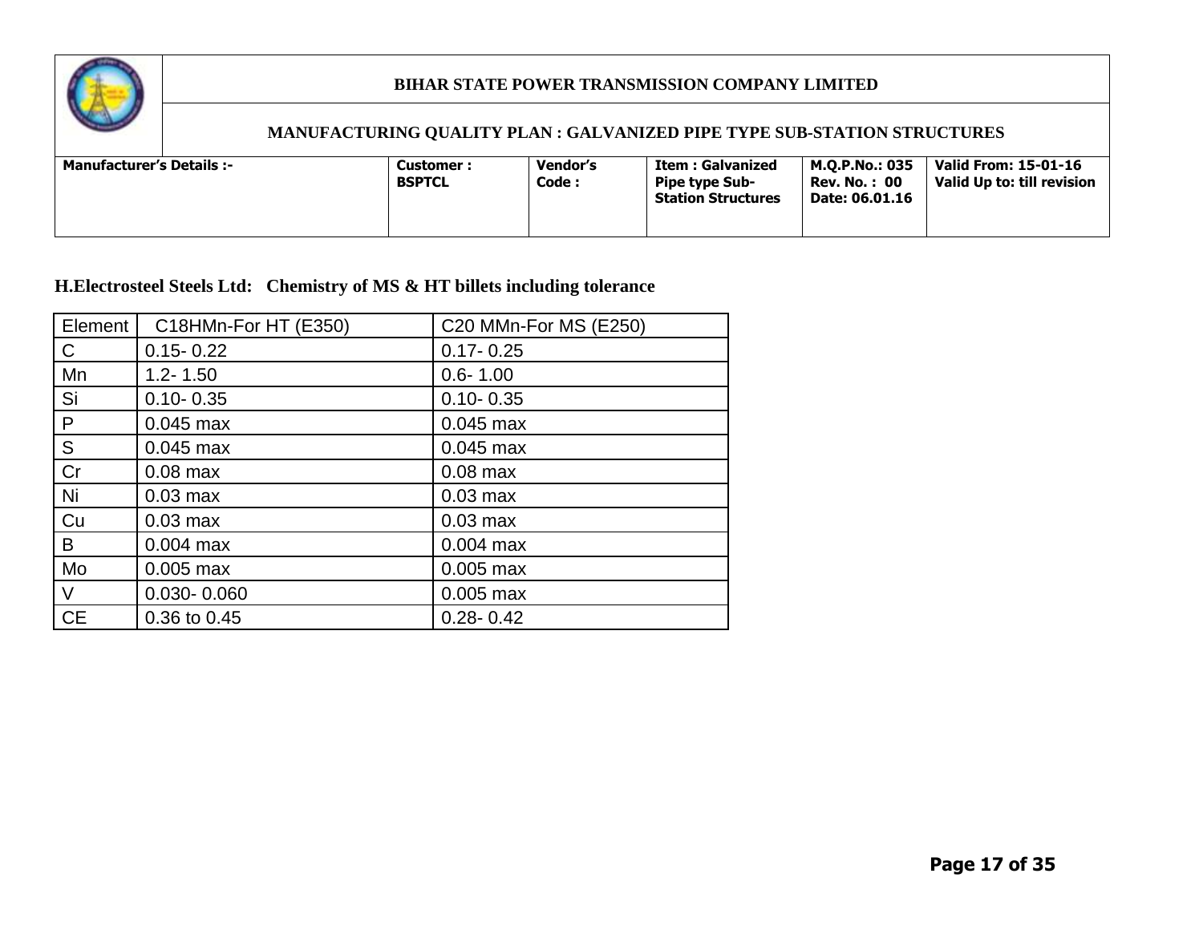**H.Electrosteel Steels Ltd: Chemistry of MS & HT billets including tolerance**

| Element | C18HMn-For HT (E350) | C20 MMn-For MS (E250) |
|---|---|---|
| C | 0.15- 0.22 | 0.17- 0.25 |
| Mn | 1.2- 1.50 | 0.6- 1.00 |
| Si | 0.10- 0.35 | 0.10- 0.35 |
| P | 0.045 max | 0.045 max |
| S | 0.045 max | 0.045 max |
| Cr | 0.08 max | 0.08 max |
| Ni | 0.03 max | 0.03 max |
| Cu | 0.03 max | 0.03 max |
| B | 0.004 max | 0.004 max |
| Mo | 0.005 max | 0.005 max |
| V | 0.030- 0.060 | 0.005 max |
| CE | 0.36 to 0.45 | 0.28- 0.42 |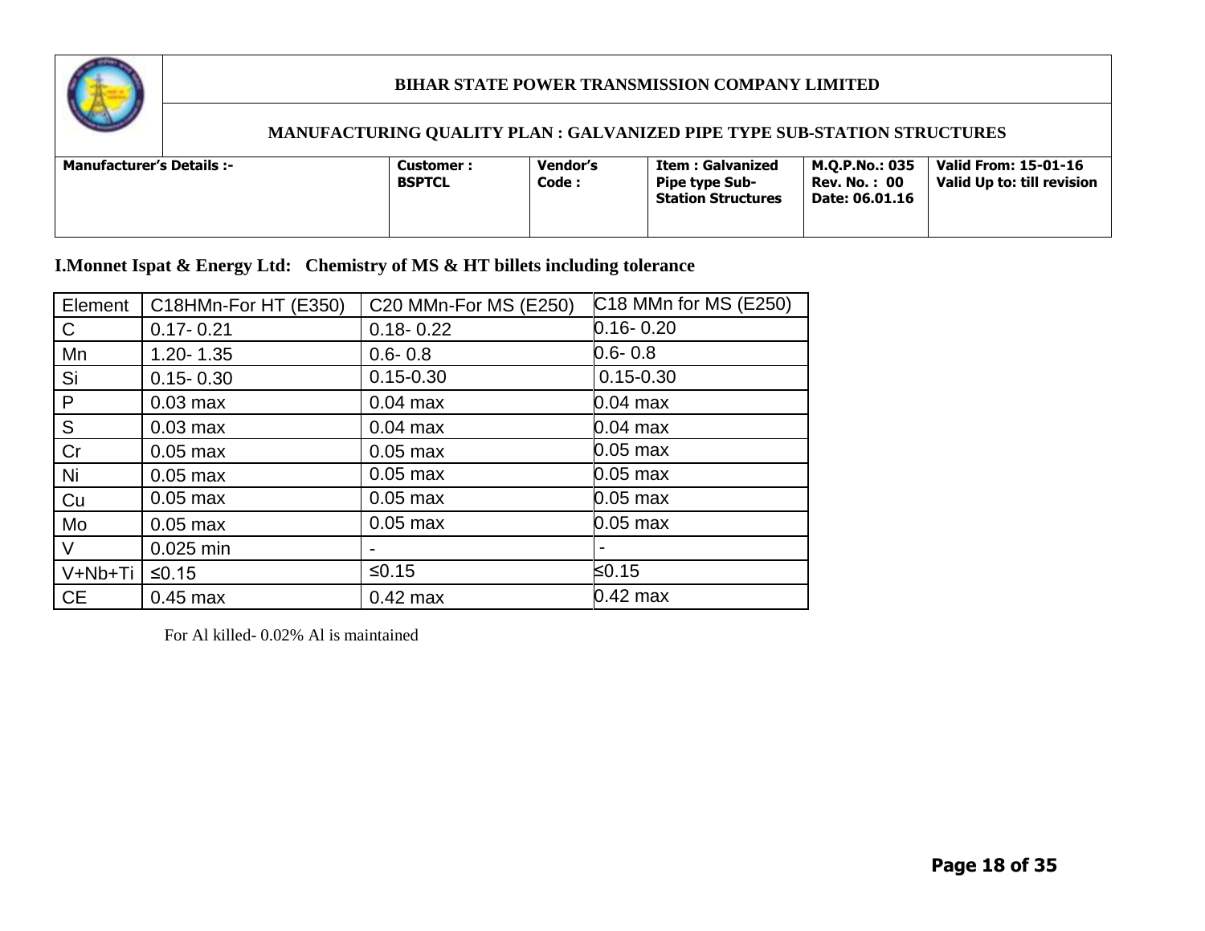**I.Monnet Ispat & Energy Ltd: Chemistry of MS & HT billets including tolerance**

| Element | C18HMn-For HT (E350) | C20 MMn-For MS (E250) | C18 MMn for MS (E250) |
|---|---|---|---|
| C | 0.17- 0.21 | 0.18- 0.22 | 0.16- 0.20 |
| Mn | 1.20- 1.35 | 0.6- 0.8 | 0.6- 0.8 |
| Si | 0.15- 0.30 | 0.15-0.30 | 0.15-0.30 |
| P | 0.03 max | 0.04 max | 0.04 max |
| S | 0.03 max | 0.04 max | 0.04 max |
| Cr | 0.05 max | 0.05 max | 0.05 max |
| Ni | 0.05 max | 0.05 max | 0.05 max |
| Cu | 0.05 max | 0.05 max | 0.05 max |
| Mo | 0.05 max | 0.05 max | 0.05 max |
| V | 0.025 min | - | - |
| V+Nb+Ti | ≤0.15 | ≤0.15 | ≤0.15 |
| CE | 0.45 max | 0.42 max | 0.42 max |

For Al killed- 0.02% Al is maintained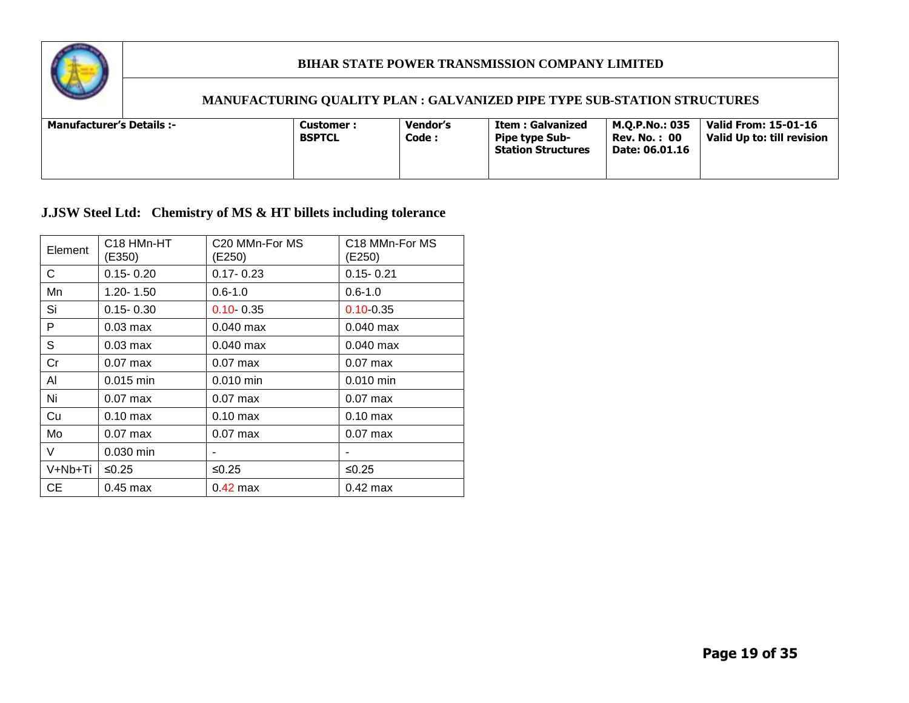**BIHAR STATE POWER TRANSMISSION COMPANY LIMITED**

**MANUFACTURING QUALITY PLAN : GALVANIZED PIPE TYPE SUB-STATION STRUCTURES**

| Manufacturer's Details :- | Customer : BSPTCL | Vendor's Code : | Item : Galvanized Pipe type Sub-Station Structures | M.Q.P.No.: 035 Rev. No. : 00 Date: 06.01.16 | Valid From: 15-01-16 Valid Up to: till revision |
|---|---|---|---|---|---|

## J.JSW Steel Ltd: Chemistry of MS & HT billets including tolerance

| Element | C18 HMn-HT (E350) | C20 MMn-For MS (E250) | C18 MMn-For MS (E250) |
|---|---|---|---|
| C | 0.15- 0.20 | 0.17- 0.23 | 0.15- 0.21 |
| Mn | 1.20- 1.50 | 0.6-1.0 | 0.6-1.0 |
| Si | 0.15- 0.30 | 0.10- 0.35 | 0.10-0.35 |
| P | 0.03 max | 0.040 max | 0.040 max |
| S | 0.03 max | 0.040 max | 0.040 max |
| Cr | 0.07 max | 0.07 max | 0.07 max |
| Al | 0.015 min | 0.010 min | 0.010 min |
| Ni | 0.07 max | 0.07 max | 0.07 max |
| Cu | 0.10 max | 0.10 max | 0.10 max |
| Mo | 0.07 max | 0.07 max | 0.07 max |
| V | 0.030 min | - | - |
| V+Nb+Ti | ≤0.25 | ≤0.25 | ≤0.25 |
| CE | 0.45 max | 0.42 max | 0.42 max |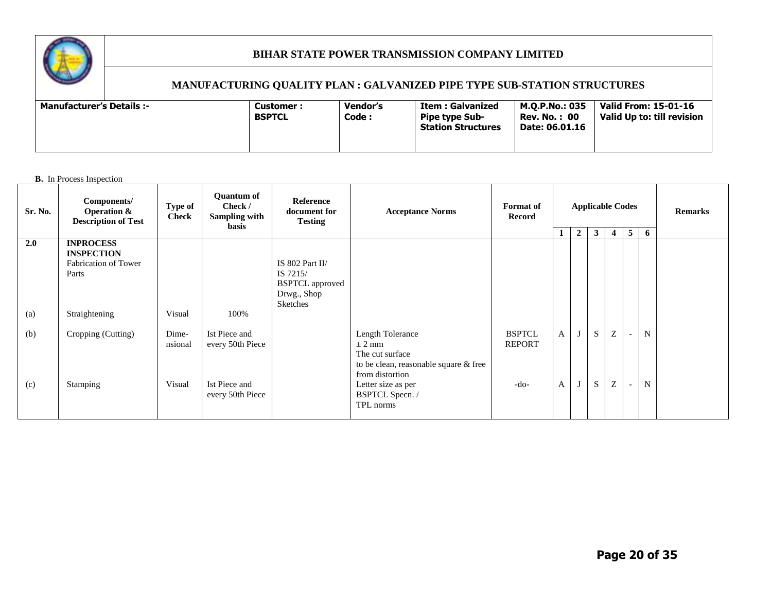**BIHAR STATE POWER TRANSMISSION COMPANY LIMITED**

**MANUFACTURING QUALITY PLAN : GALVANIZED PIPE TYPE SUB-STATION STRUCTURES**

| Manufacturer's Details :- | Customer : BSPTCL | Vendor's Code : | Item : Galvanized Pipe type Sub-Station Structures | M.Q.P.No.: 035 Rev. No. : 00 Date: 06.01.16 | Valid From: 15-01-16 Valid Up to: till revision |
|---|---|---|---|---|---|

**B.** In Process Inspection

| Sr. No. | Components/ Operation & Description of Test | Type of Check | Quantum of Check / Sampling with basis | Reference document for Testing | Acceptance Norms | Format of Record | Applicable Codes | | | | | | Remarks |
|---|---|---|---|---|---|---|---|---|---|---|---|---|---|
| | | | | | | | 1 | 2 | 3 | 4 | 5 | 6 | |
| **2.0** | **INPROCESS INSPECTION** Fabrication of Tower Parts | | | IS 802 Part II/ IS 7215/ BSPTCL approved Drwg., Shop Sketches | | | | | | | | | |
| (a) | Straightening | Visual | 100% | | | | | | | | | | |
| (b) | Cropping (Cutting) | Dime-nsional | Ist Piece and every 50th Piece | | Length Tolerance ± 2 mm The cut surface to be clean, reasonable square & free from distortion | BSPTCL REPORT | A | J | S | Z | - | N | |
| (c) | Stamping | Visual | Ist Piece and every 50th Piece | | Letter size as per BSPTCL Specn. / TPL norms | -do- | A | J | S | Z | - | N | |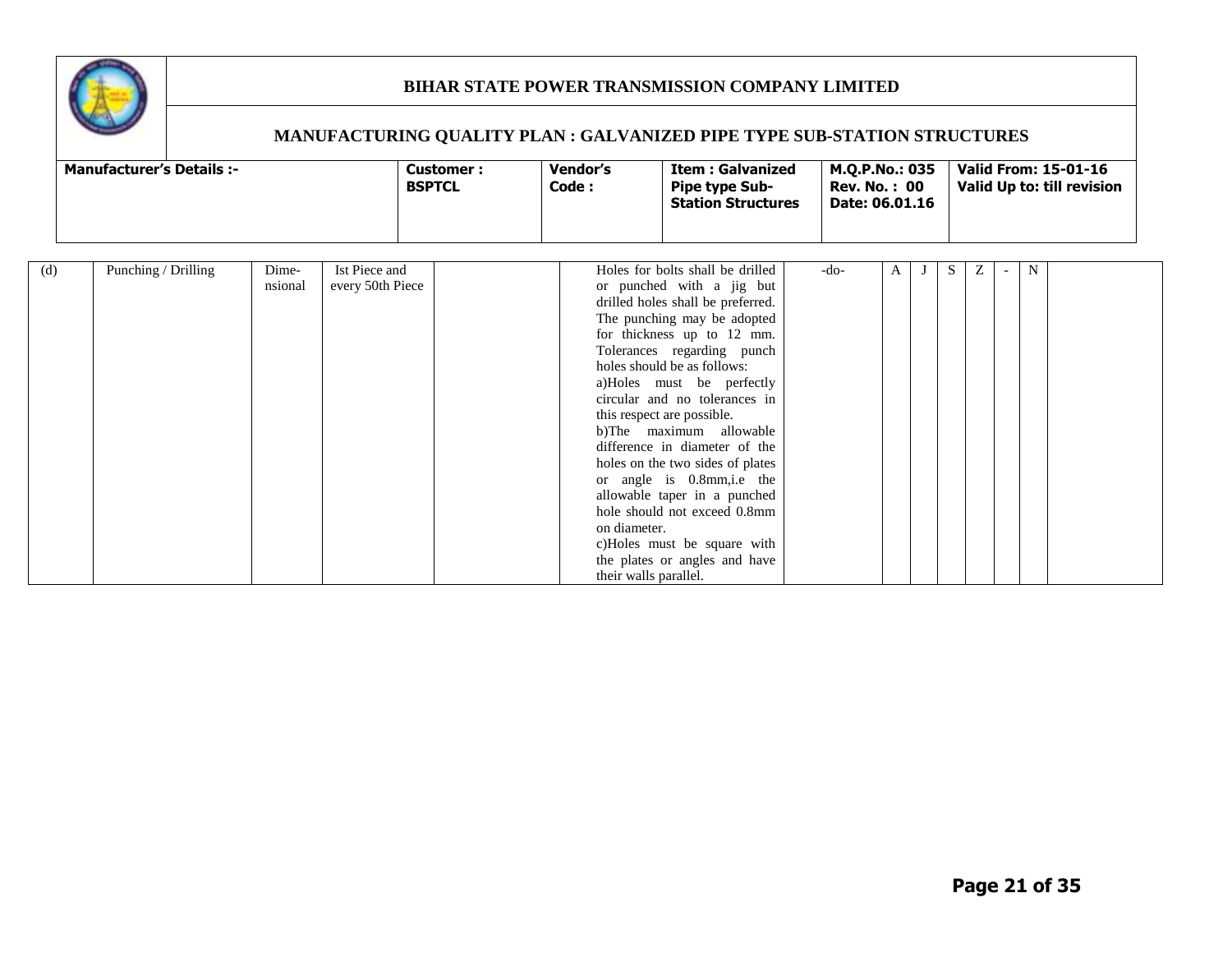**BIHAR STATE POWER TRANSMISSION COMPANY LIMITED**

**MANUFACTURING QUALITY PLAN : GALVANIZED PIPE TYPE SUB-STATION STRUCTURES**

| Manufacturer's Details :- | Customer : BSPTCL | Vendor's Code : | Item : Galvanized Pipe type Sub-Station Structures | M.Q.P.No.: 035 Rev. No. : 00 Date: 06.01.16 | Valid From: 15-01-16 Valid Up to: till revision |
|---|---|---|---|---|---|

| | | | | | | | | | | | | | | |
|---|---|---|---|---|---|---|---|---|---|---|---|---|---|---|
| (d) | Punching / Drilling | Dime-nsional | Ist Piece and every 50th Piece | | | Holes for bolts shall be drilled or punched with a jig but drilled holes shall be preferred. The punching may be adopted for thickness up to 12 mm. Tolerances regarding punch holes should be as follows: a)Holes must be perfectly circular and no tolerances in this respect are possible. b)The maximum allowable difference in diameter of the holes on the two sides of plates or angle is 0.8mm,i.e the allowable taper in a punched hole should not exceed 0.8mm on diameter. c)Holes must be square with the plates or angles and have their walls parallel. | -do- | A | J | S | Z | - | N | |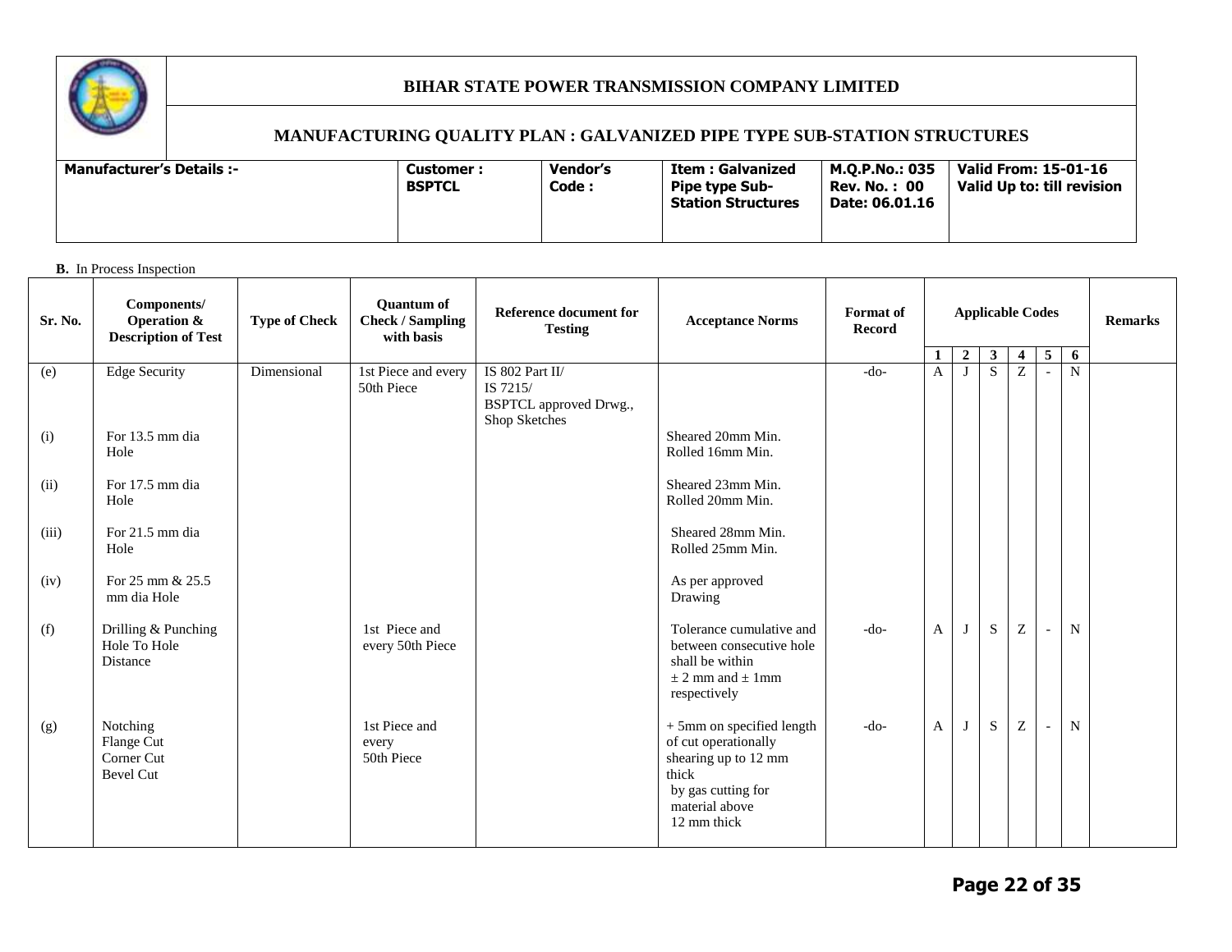# BIHAR STATE POWER TRANSMISSION COMPANY LIMITED

## MANUFACTURING QUALITY PLAN : GALVANIZED PIPE TYPE SUB-STATION STRUCTURES

| Manufacturer's Details :- | Customer : BSPTCL | Vendor's Code : | Item : Galvanized Pipe type Sub-Station Structures | M.Q.P.No.: 035 Rev. No. : 00 Date: 06.01.16 | Valid From: 15-01-16 Valid Up to: till revision |
|---|---|---|---|---|---|

**B.** In Process Inspection

| Sr. No. | Components/ Operation & Description of Test | Type of Check | Quantum of Check / Sampling with basis | Reference document for Testing | Acceptance Norms | Format of Record | Applicable Codes | | | | | | Remarks |
|---|---|---|---|---|---|---|---|---|---|---|---|---|---|
| | | | | | | | 1 | 2 | 3 | 4 | 5 | 6 | |
| (e) | Edge Security | Dimensional | 1st Piece and every 50th Piece | IS 802 Part II/ IS 7215/ BSPTCL approved Drwg., Shop Sketches | | -do- | A | J | S | Z | - | N | |
| (i) | For 13.5 mm dia Hole | | | | Sheared 20mm Min. Rolled 16mm Min. | | | | | | | | |
| (ii) | For 17.5 mm dia Hole | | | | Sheared 23mm Min. Rolled 20mm Min. | | | | | | | | |
| (iii) | For 21.5 mm dia Hole | | | | Sheared 28mm Min. Rolled 25mm Min. | | | | | | | | |
| (iv) | For 25 mm & 25.5 mm dia Hole | | | | As per approved Drawing | | | | | | | | |
| (f) | Drilling & Punching Hole To Hole Distance | | 1st Piece and every 50th Piece | | Tolerance cumulative and between consecutive hole shall be within ± 2 mm and ± 1mm respectively | -do- | A | J | S | Z | - | N | |
| (g) | Notching Flange Cut Corner Cut Bevel Cut | | 1st Piece and every 50th Piece | | + 5mm on specified length of cut operationally shearing up to 12 mm thick by gas cutting for material above 12 mm thick | -do- | A | J | S | Z | - | N | |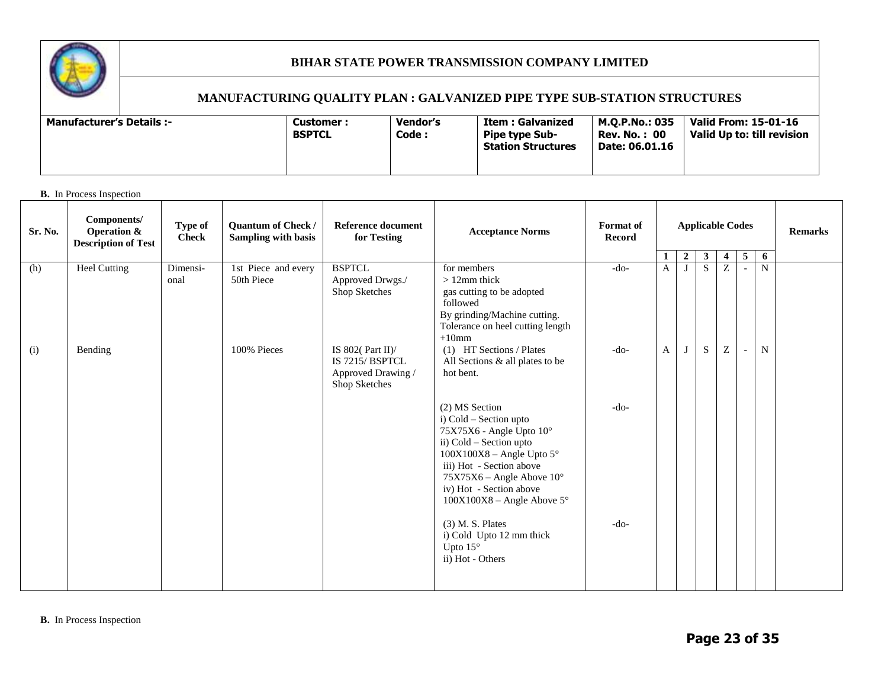# BIHAR STATE POWER TRANSMISSION COMPANY LIMITED

## MANUFACTURING QUALITY PLAN : GALVANIZED PIPE TYPE SUB-STATION STRUCTURES

| Manufacturer's Details :- | Customer : BSPTCL | Vendor's Code : | Item : Galvanized Pipe type Sub-Station Structures | M.Q.P.No.: 035 Rev. No. : 00 Date: 06.01.16 | Valid From: 15-01-16 Valid Up to: till revision |
|---|---|---|---|---|---|

**B.** In Process Inspection

| Sr. No. | Components/ Operation & Description of Test | Type of Check | Quantum of Check / Sampling with basis | Reference document for Testing | Acceptance Norms | Format of Record | Applicable Codes | | | | | | Remarks |
|---|---|---|---|---|---|---|---|---|---|---|---|---|---|
| | | | | | | | 1 | 2 | 3 | 4 | 5 | 6 | |
| (h) | Heel Cutting | Dimensi-onal | 1st Piece and every 50th Piece | BSPTCL Approved Drwgs./ Shop Sketches | for members > 12mm thick gas cutting to be adopted followed By grinding/Machine cutting. Tolerance on heel cutting length +10mm | -do- | A | J | S | Z | - | N | |
| (i) | Bending | | 100% Pieces | IS 802( Part II)/ IS 7215/ BSPTCL Approved Drawing / Shop Sketches | (1) HT Sections / Plates All Sections & all plates to be hot bent. | -do- | A | J | S | Z | - | N | |
| | | | | | (2) MS Section i) Cold – Section upto 75X75X6 - Angle Upto 10° ii) Cold – Section upto 100X100X8 – Angle Upto 5° iii) Hot - Section above 75X75X6 – Angle Above 10° iv) Hot - Section above 100X100X8 – Angle Above 5° | -do- | | | | | | | |
| | | | | | (3) M. S. Plates i) Cold Upto 12 mm thick Upto 15° ii) Hot - Others | -do- | | | | | | | |

**B.** In Process Inspection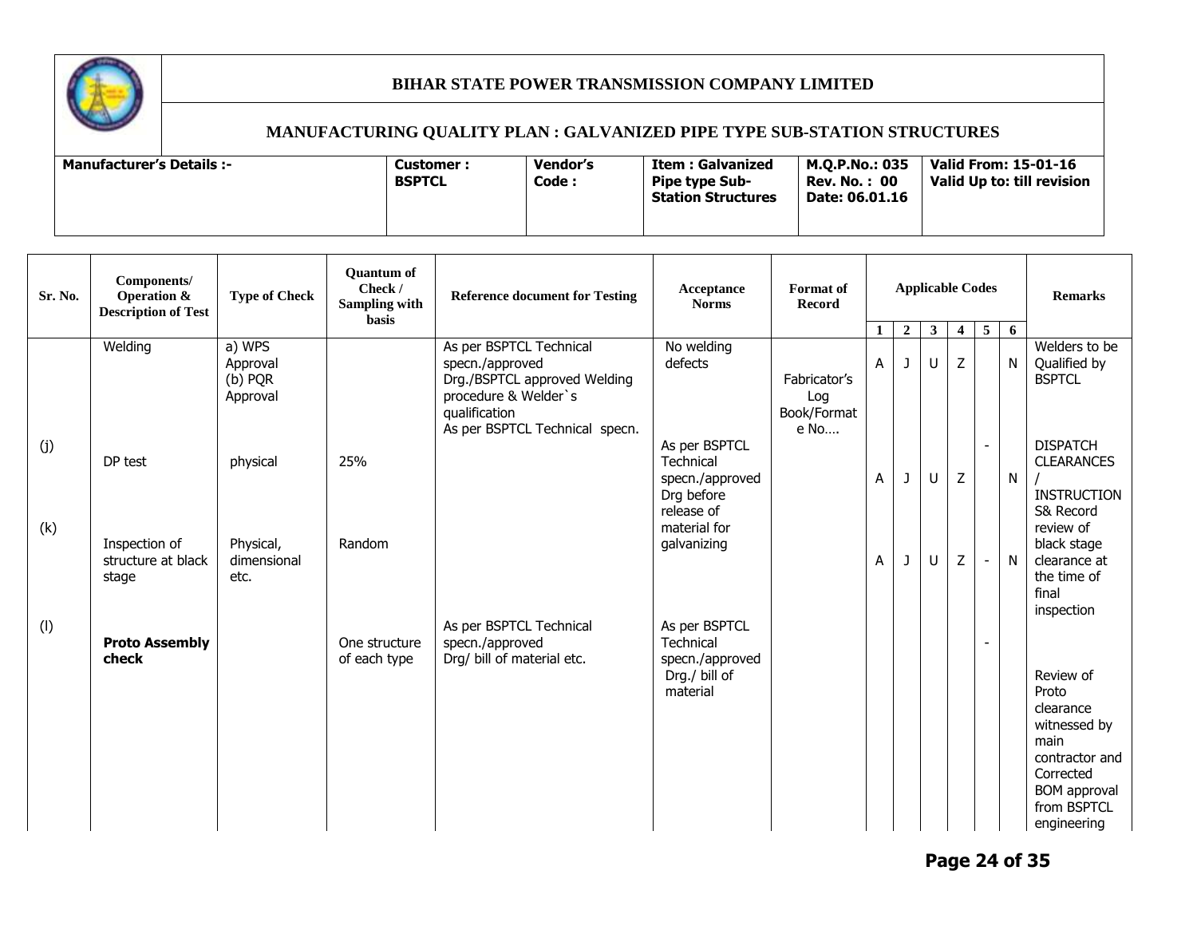**BIHAR STATE POWER TRANSMISSION COMPANY LIMITED**

**MANUFACTURING QUALITY PLAN : GALVANIZED PIPE TYPE SUB-STATION STRUCTURES**

| Manufacturer's Details :- | Customer : BSPTCL | Vendor's Code : | Item : Galvanized Pipe type Sub-Station Structures | M.Q.P.No.: 035 Rev. No. : 00 Date: 06.01.16 | Valid From: 15-01-16 Valid Up to: till revision |
|---|---|---|---|---|---|

| Sr. No. | Components/ Operation & Description of Test | Type of Check | Quantum of Check / Sampling with basis | Reference document for Testing | Acceptance Norms | Format of Record | Applicable Codes | | | | | | Remarks |
|---|---|---|---|---|---|---|---|---|---|---|---|---|---|
| | | | | | | | 1 | 2 | 3 | 4 | 5 | 6 | |
| | Welding | a) WPS Approval (b) PQR Approval | | As per BSPTCL Technical specn./approved Drg./BSPTCL approved Welding procedure & Welder`s qualification | No welding defects | Fabricator's Log Book/Format No…. | A | J | U | Z | | N | Welders to be Qualified by BSPTCL |
| (j) | DP test | physical | 25% | As per BSPTCL Technical specn. | As per BSPTCL Technical specn./approved Drg before release of material for galvanizing | | A | J | U | Z | - | N | DISPATCH CLEARANCES / INSTRUCTIONS& Record review of black stage clearance at the time of final inspection |
| (k) | Inspection of structure at black stage | Physical, dimensional etc. | Random | | | | A | J | U | Z | - | N | |
| (l) | **Proto Assembly check** | | One structure of each type | As per BSPTCL Technical specn./approved Drg/ bill of material etc. | As per BSPTCL Technical specn./approved Drg./ bill of material | | | | | | - | | Review of Proto clearance witnessed by main contractor and Corrected BOM approval from BSPTCL engineering |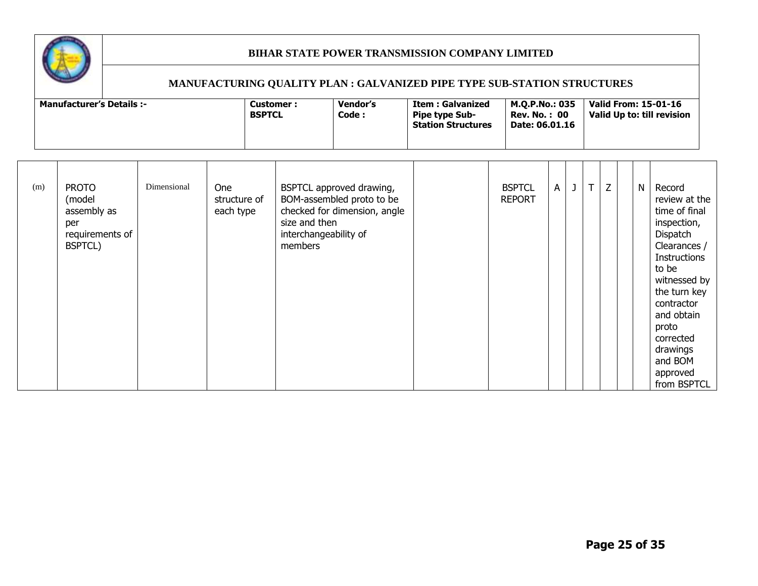# BIHAR STATE POWER TRANSMISSION COMPANY LIMITED

## MANUFACTURING QUALITY PLAN : GALVANIZED PIPE TYPE SUB-STATION STRUCTURES

| Manufacturer's Details :- | Customer : BSPTCL | Vendor's Code : | Item : Galvanized Pipe type Sub-Station Structures | M.Q.P.No.: 035 Rev. No. : 00 Date: 06.01.16 | Valid From: 15-01-16 Valid Up to: till revision |
|---|---|---|---|---|---|

| | | | | | | | | | | | | | |
|---|---|---|---|---|---|---|---|---|---|---|---|---|---|
| (m) | PROTO (model assembly as per requirements of BSPTCL) | Dimensional | One structure of each type | BSPTCL approved drawing, BOM-assembled proto to be checked for dimension, angle size and then interchangeability of members | | BSPTCL REPORT | A | J | T | Z | | N | Record review at the time of final inspection, Dispatch Clearances / Instructions to be witnessed by the turn key contractor and obtain proto corrected drawings and BOM approved from BSPTCL |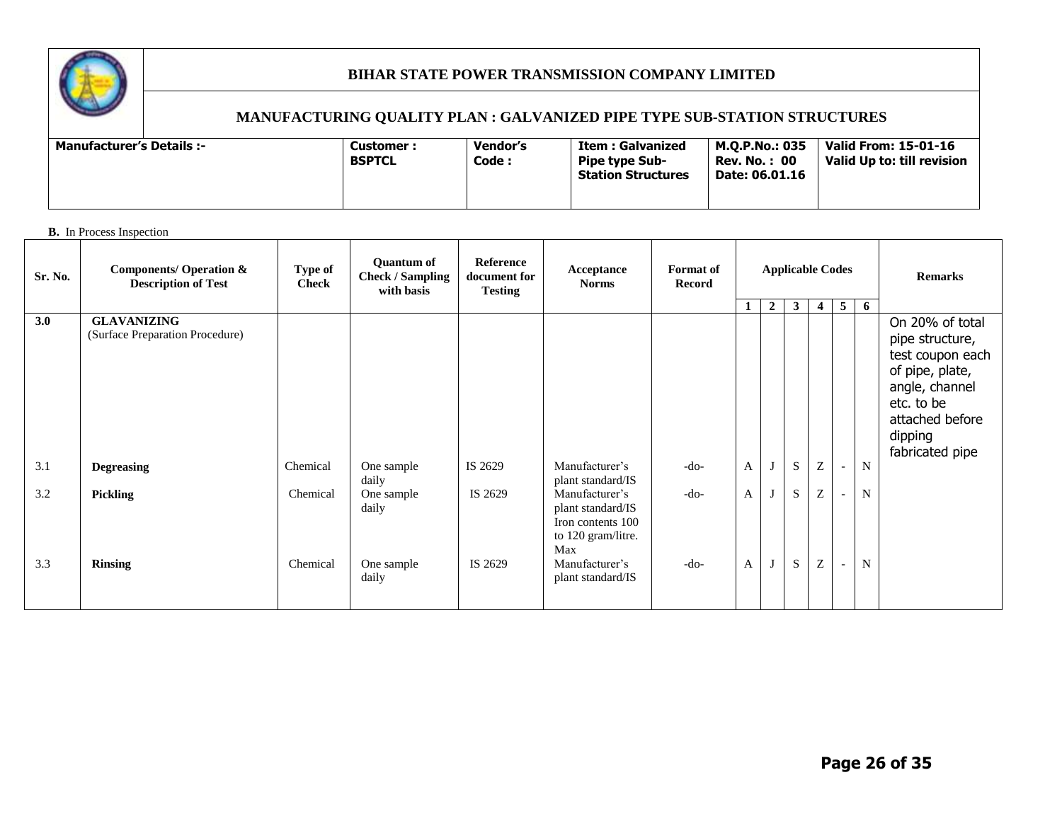**BIHAR STATE POWER TRANSMISSION COMPANY LIMITED**

**MANUFACTURING QUALITY PLAN : GALVANIZED PIPE TYPE SUB-STATION STRUCTURES**

| Manufacturer's Details :- | Customer : BSPTCL | Vendor's Code : | Item : Galvanized Pipe type Sub-Station Structures | M.Q.P.No.: 035 Rev. No. : 00 Date: 06.01.16 | Valid From: 15-01-16 Valid Up to: till revision |
|---|---|---|---|---|---|

**B.** In Process Inspection

| Sr. No. | Components/ Operation & Description of Test | Type of Check | Quantum of Check / Sampling with basis | Reference document for Testing | Acceptance Norms | Format of Record | Applicable Codes | | | | | | Remarks |
|---|---|---|---|---|---|---|---|---|---|---|---|---|---|
| | | | | | | | 1 | 2 | 3 | 4 | 5 | 6 | |
| **3.0** | **GLAVANIZING** (Surface Preparation Procedure) | | | | | | | | | | | | On 20% of total pipe structure, test coupon each of pipe, plate, angle, channel etc. to be attached before dipping fabricated pipe |
| 3.1 | **Degreasing** | Chemical | One sample daily | IS 2629 | Manufacturer's plant standard/IS | -do- | A | J | S | Z | - | N | |
| 3.2 | **Pickling** | Chemical | One sample daily | IS 2629 | Manufacturer's plant standard/IS Iron contents 100 to 120 gram/litre. Max | -do- | A | J | S | Z | - | N | |
| 3.3 | **Rinsing** | Chemical | One sample daily | IS 2629 | Manufacturer's plant standard/IS | -do- | A | J | S | Z | - | N | |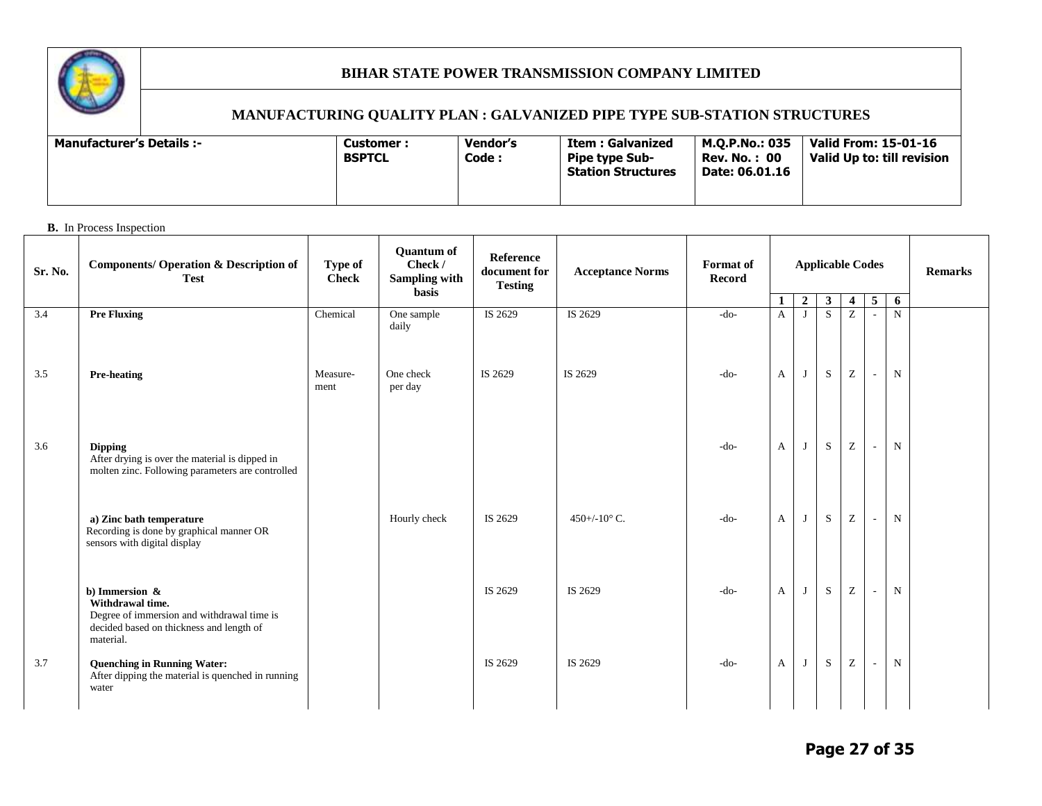# BIHAR STATE POWER TRANSMISSION COMPANY LIMITED

## MANUFACTURING QUALITY PLAN : GALVANIZED PIPE TYPE SUB-STATION STRUCTURES

| Manufacturer's Details :- | Customer : BSPTCL | Vendor's Code : | Item : Galvanized Pipe type Sub-Station Structures | M.Q.P.No.: 035 Rev. No. : 00 Date: 06.01.16 | Valid From: 15-01-16 Valid Up to: till revision |
|---|---|---|---|---|---|

**B.** In Process Inspection

| Sr. No. | Components/ Operation & Description of Test | Type of Check | Quantum of Check / Sampling with basis | Reference document for Testing | Acceptance Norms | Format of Record | Applicable Codes | | | | | | Remarks |
|---|---|---|---|---|---|---|---|---|---|---|---|---|---|
| | | | | | | | 1 | 2 | 3 | 4 | 5 | 6 | |
| 3.4 | **Pre Fluxing** | Chemical | One sample daily | IS 2629 | IS 2629 | -do- | A | J | S | Z | - | N | |
| 3.5 | **Pre-heating** | Measure-ment | One check per day | IS 2629 | IS 2629 | -do- | A | J | S | Z | - | N | |
| 3.6 | **Dipping** After drying is over the material is dipped in molten zinc. Following parameters are controlled | | | | | -do- | A | J | S | Z | - | N | |
| | **a) Zinc bath temperature** Recording is done by graphical manner OR sensors with digital display | | Hourly check | IS 2629 | 450+/-10° C. | -do- | A | J | S | Z | - | N | |
| | **b) Immersion & Withdrawal time.** Degree of immersion and withdrawal time is decided based on thickness and length of material. | | | IS 2629 | IS 2629 | -do- | A | J | S | Z | - | N | |
| 3.7 | **Quenching in Running Water:** After dipping the material is quenched in running water | | | IS 2629 | IS 2629 | -do- | A | J | S | Z | - | N | |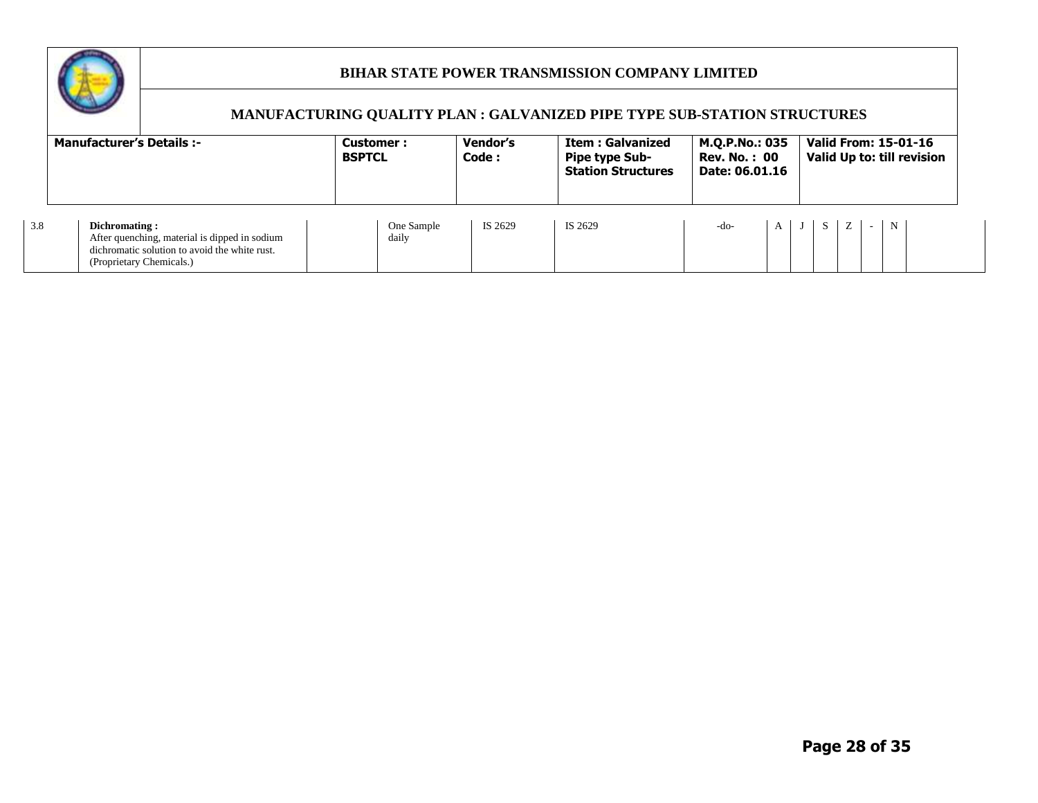| | | | | | | | | | | | | | |
|---|---|---|---|---|---|---|---|---|---|---|---|---|---|
| 3.8 | **Dichromating :** After quenching, material is dipped in sodium dichromatic solution to avoid the white rust. (Proprietary Chemicals.) | | One Sample daily | IS 2629 | IS 2629 | -do- | A | J | S | Z | - | N | |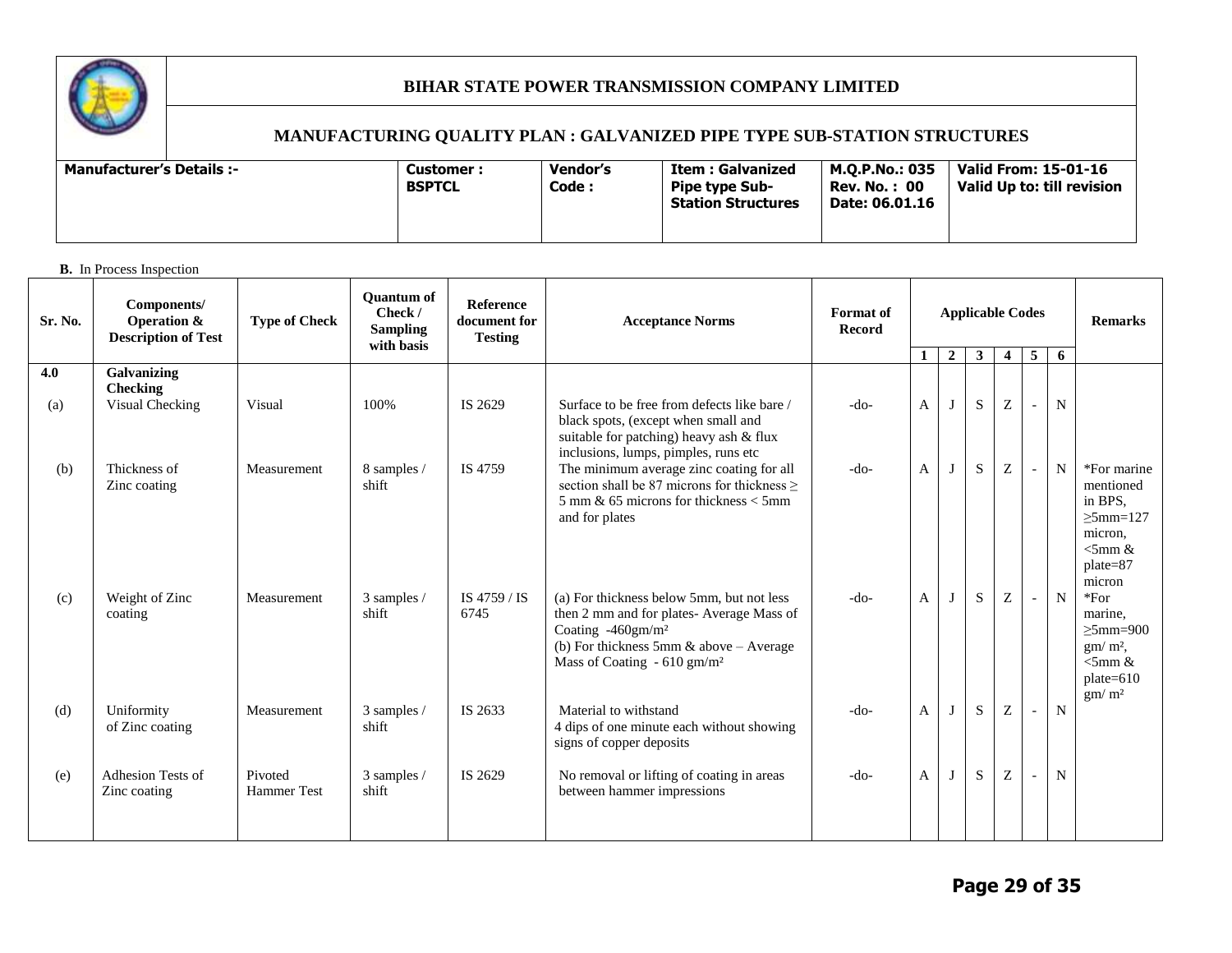**BIHAR STATE POWER TRANSMISSION COMPANY LIMITED**

**MANUFACTURING QUALITY PLAN : GALVANIZED PIPE TYPE SUB-STATION STRUCTURES**

| Manufacturer's Details :- | Customer : BSPTCL | Vendor's Code : | Item : Galvanized Pipe type Sub-Station Structures | M.Q.P.No.: 035 Rev. No. : 00 Date: 06.01.16 | Valid From: 15-01-16 Valid Up to: till revision |
|---|---|---|---|---|---|

**B.** In Process Inspection

| Sr. No. | Components/ Operation & Description of Test | Type of Check | Quantum of Check / Sampling with basis | Reference document for Testing | Acceptance Norms | Format of Record | Applicable Codes | | | | | | Remarks |
|---|---|---|---|---|---|---|---|---|---|---|---|---|---|
| | | | | | | | 1 | 2 | 3 | 4 | 5 | 6 | |
| 4.0 | **Galvanizing Checking** | | | | | | | | | | | | |
| (a) | Visual Checking | Visual | 100% | IS 2629 | Surface to be free from defects like bare / black spots, (except when small and suitable for patching) heavy ash & flux inclusions, lumps, pimples, runs etc | -do- | A | J | S | Z | - | N | |
| (b) | Thickness of Zinc coating | Measurement | 8 samples / shift | IS 4759 | The minimum average zinc coating for all section shall be 87 microns for thickness ≥ 5 mm & 65 microns for thickness < 5mm and for plates | -do- | A | J | S | Z | - | N | *For marine mentioned in BPS, ≥5mm=127 micron, <5mm & plate=87 micron |
| (c) | Weight of Zinc coating | Measurement | 3 samples / shift | IS 4759 / IS 6745 | (a) For thickness below 5mm, but not less then 2 mm and for plates- Average Mass of Coating -460gm/m² (b) For thickness 5mm & above – Average Mass of Coating - 610 gm/m² | -do- | A | J | S | Z | - | N | *For marine, ≥5mm=900 gm/ m², <5mm & plate=610 gm/ m² |
| (d) | Uniformity of Zinc coating | Measurement | 3 samples / shift | IS 2633 | Material to withstand 4 dips of one minute each without showing signs of copper deposits | -do- | A | J | S | Z | - | N | |
| (e) | Adhesion Tests of Zinc coating | Pivoted Hammer Test | 3 samples / shift | IS 2629 | No removal or lifting of coating in areas between hammer impressions | -do- | A | J | S | Z | - | N | |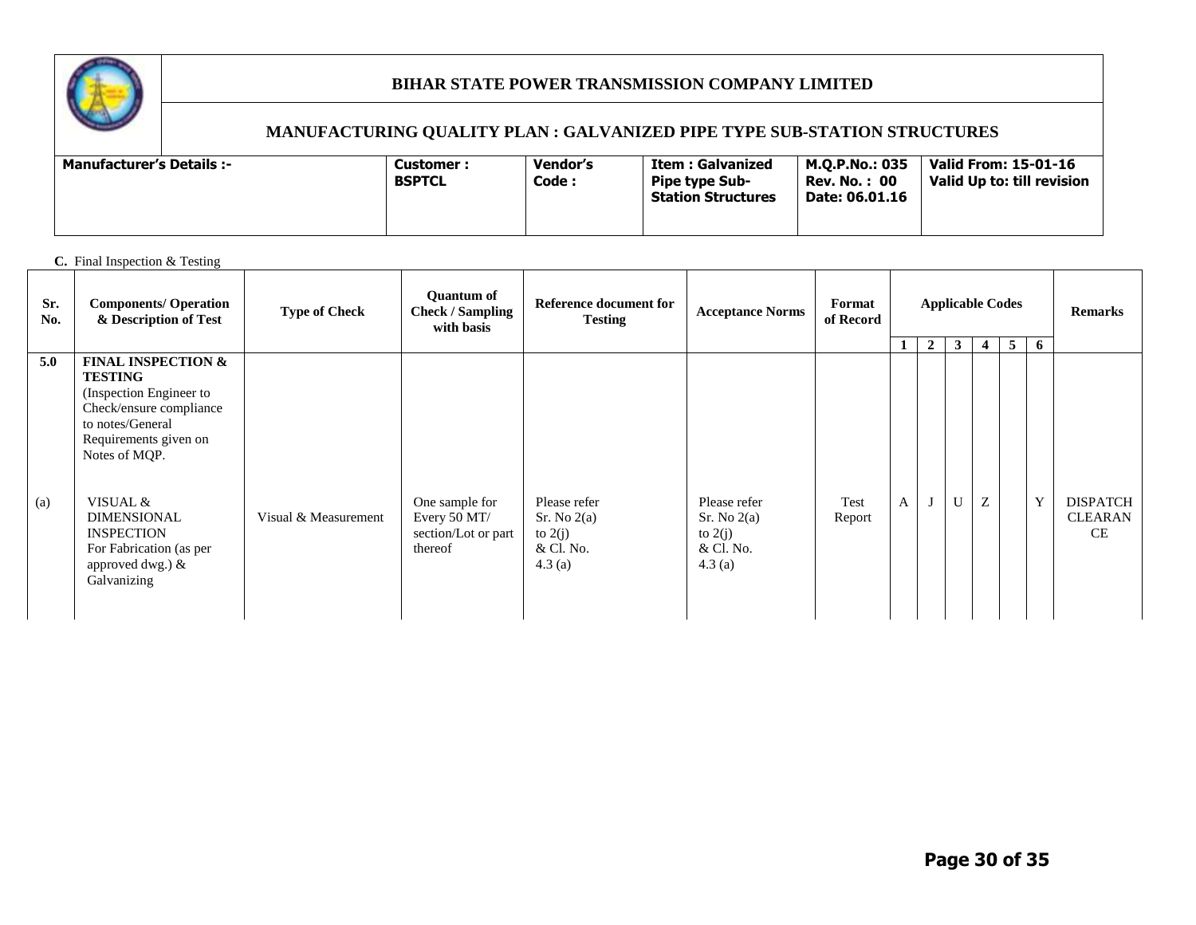| | BIHAR STATE POWER TRANSMISSION COMPANY LIMITED | | | | |
|---|---|---|---|---|---|
| | MANUFACTURING QUALITY PLAN : GALVANIZED PIPE TYPE SUB-STATION STRUCTURES | | | | |
| **Manufacturer's Details :-** | **Customer : BSPTCL** | **Vendor's Code :** | **Item : Galvanized Pipe type Sub-Station Structures** | **M.Q.P.No.: 035 Rev. No. : 00 Date: 06.01.16** | **Valid From: 15-01-16 Valid Up to: till revision** |

**C.** Final Inspection & Testing

| Sr. No. | Components/ Operation & Description of Test | Type of Check | Quantum of Check / Sampling with basis | Reference document for Testing | Acceptance Norms | Format of Record | Applicable Codes | | | | | | Remarks |
|---|---|---|---|---|---|---|---|---|---|---|---|---|---|
| | | | | | | | 1 | 2 | 3 | 4 | 5 | 6 | |
| 5.0 | **FINAL INSPECTION & TESTING** (Inspection Engineer to Check/ensure compliance to notes/General Requirements given on Notes of MQP. | | | | | | | | | | | | |
| (a) | VISUAL & DIMENSIONAL INSPECTION For Fabrication (as per approved dwg.) & Galvanizing | Visual & Measurement | One sample for Every 50 MT/ section/Lot or part thereof | Please refer Sr. No 2(a) to 2(j) & Cl. No. 4.3 (a) | Please refer Sr. No 2(a) to 2(j) & Cl. No. 4.3 (a) | Test Report | A | J | U | Z | | Y | DISPATCH CLEARANCE |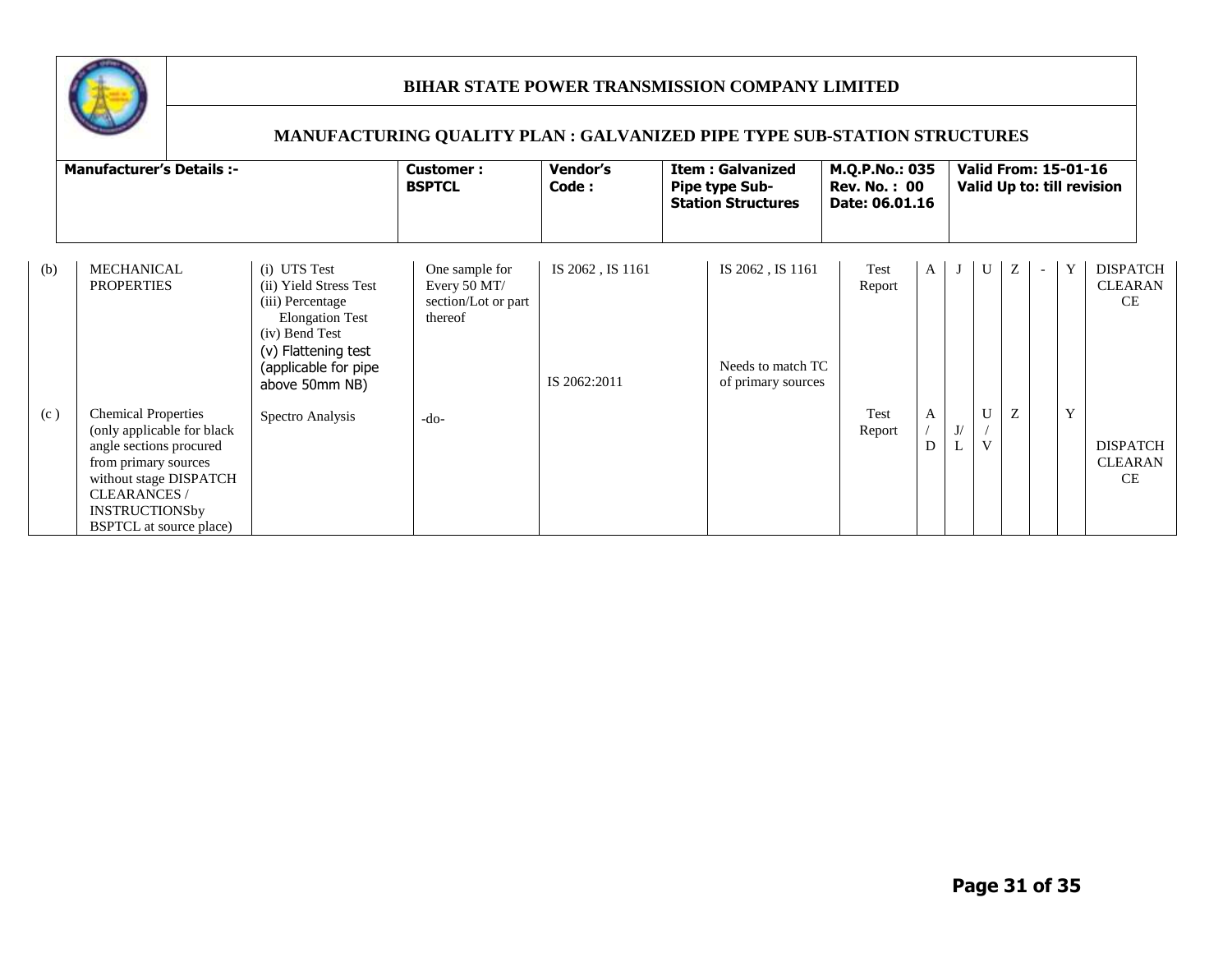# BIHAR STATE POWER TRANSMISSION COMPANY LIMITED

## MANUFACTURING QUALITY PLAN : GALVANIZED PIPE TYPE SUB-STATION STRUCTURES

| Manufacturer's Details :- | Customer : BSPTCL | Vendor's Code : | Item : Galvanized Pipe type Sub-Station Structures | M.Q.P.No.: 035 Rev. No. : 00 Date: 06.01.16 | Valid From: 15-01-16 Valid Up to: till revision |
|---|---|---|---|---|---|

| | | | | | | | | | | | | | |
|---|---|---|---|---|---|---|---|---|---|---|---|---|---|
| (b) | MECHANICAL PROPERTIES | (i) UTS Test (ii) Yield Stress Test (iii) Percentage Elongation Test (iv) Bend Test (v) Flattening test (applicable for pipe above 50mm NB) | One sample for Every 50 MT/ section/Lot or part thereof | IS 2062 , IS 1161 IS 2062:2011 | IS 2062 , IS 1161 Needs to match TC of primary sources | Test Report | A | J | U | Z | - | Y | DISPATCH CLEARANCE |
| (c ) | Chemical Properties (only applicable for black angle sections procured from primary sources without stage DISPATCH CLEARANCES / INSTRUCTIONSby BSPTCL at source place) | Spectro Analysis | -do- | | | Test Report | A / D | J/ L | U / V | Z | | Y | DISPATCH CLEARANCE |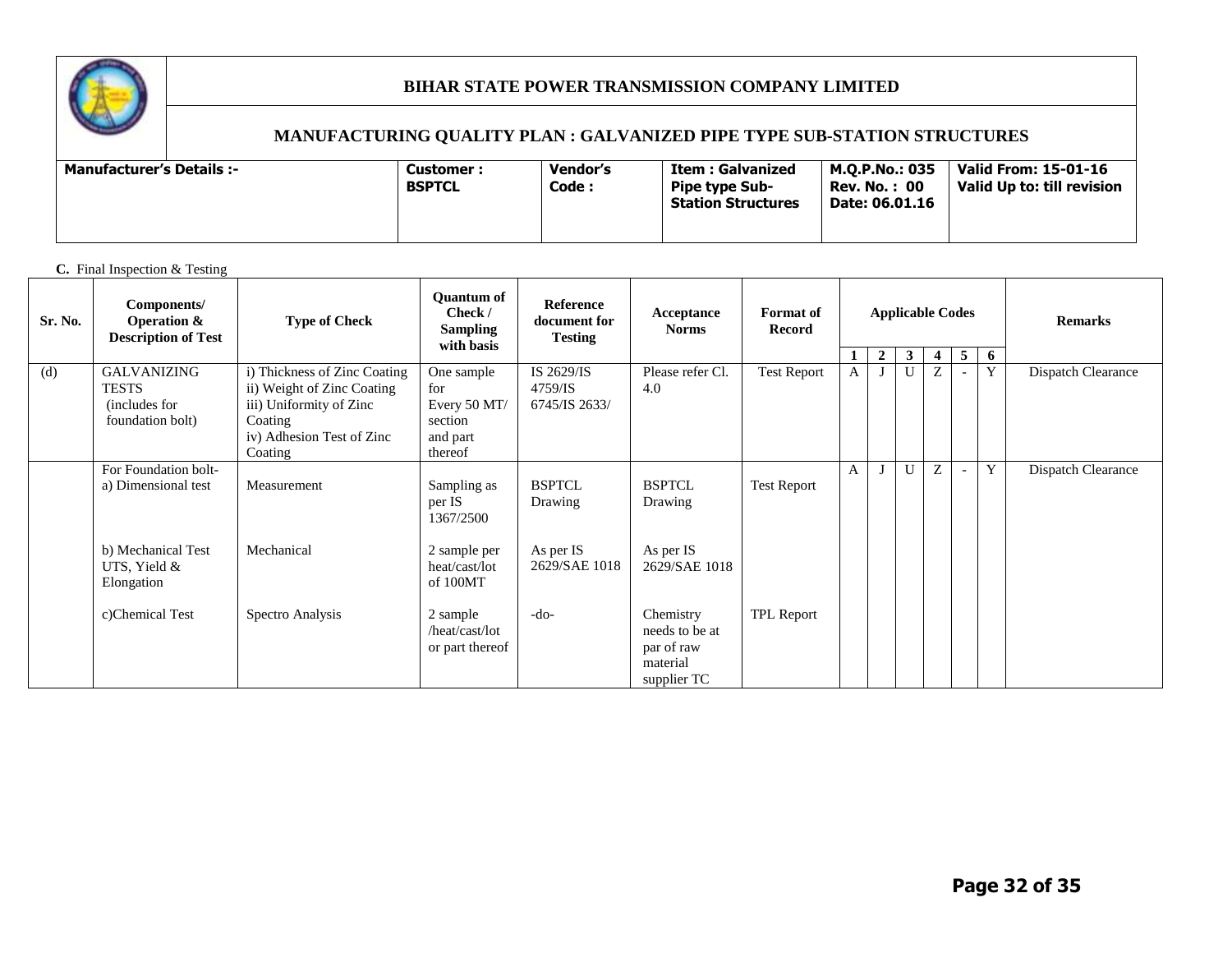# BIHAR STATE POWER TRANSMISSION COMPANY LIMITED

## MANUFACTURING QUALITY PLAN : GALVANIZED PIPE TYPE SUB-STATION STRUCTURES

| Manufacturer's Details :- | Customer : BSPTCL | Vendor's Code : | Item : Galvanized Pipe type Sub-Station Structures | M.Q.P.No.: 035 Rev. No. : 00 Date: 06.01.16 | Valid From: 15-01-16 Valid Up to: till revision |
|---|---|---|---|---|---|

**C.** Final Inspection & Testing

| Sr. No. | Components/ Operation & Description of Test | Type of Check | Quantum of Check / Sampling with basis | Reference document for Testing | Acceptance Norms | Format of Record | Applicable Codes | | | | | | Remarks |
|---|---|---|---|---|---|---|---|---|---|---|---|---|---|
| | | | | | | | 1 | 2 | 3 | 4 | 5 | 6 | |
| (d) | GALVANIZING TESTS (includes for foundation bolt) | i) Thickness of Zinc Coating<br>ii) Weight of Zinc Coating<br>iii) Uniformity of Zinc Coating<br>iv) Adhesion Test of Zinc Coating | One sample for Every 50 MT/ section and part thereof | IS 2629/IS 4759/IS 6745/IS 2633/ | Please refer Cl. 4.0 | Test Report | A | J | U | Z | - | Y | Dispatch Clearance |
| | For Foundation bolt-<br>a) Dimensional test | Measurement | Sampling as per IS 1367/2500 | BSPTCL Drawing | BSPTCL Drawing | Test Report | A | J | U | Z | - | Y | Dispatch Clearance |
| | b) Mechanical Test UTS, Yield & Elongation | Mechanical | 2 sample per heat/cast/lot of 100MT | As per IS 2629/SAE 1018 | As per IS 2629/SAE 1018 | | | | | | | | |
| | c)Chemical Test | Spectro Analysis | 2 sample /heat/cast/lot or part thereof | -do- | Chemistry needs to be at par of raw material supplier TC | TPL Report | | | | | | | |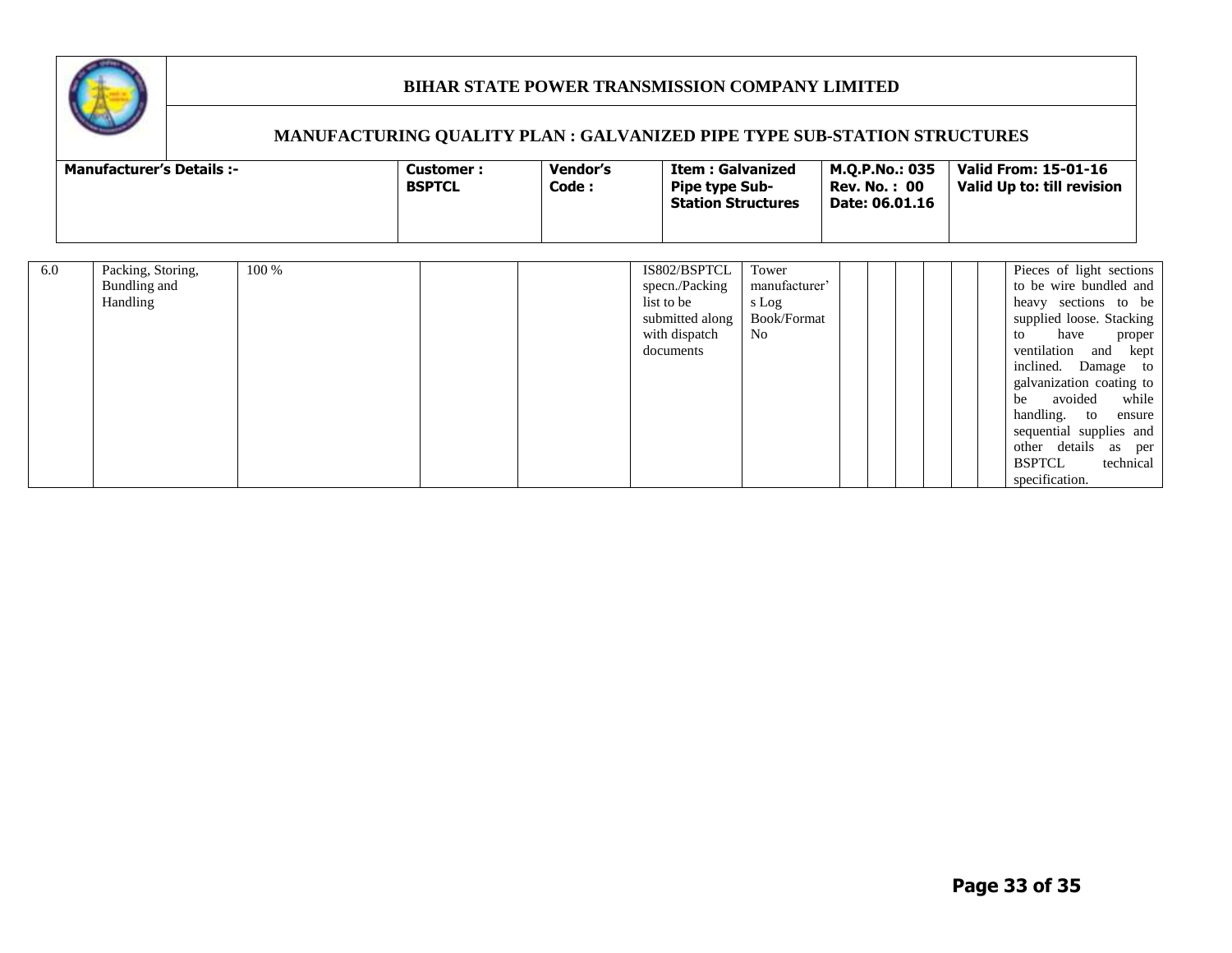|  |  |  |  |  |  |  |  |  |  |  |  |  |  |
|---|---|---|---|---|---|---|---|---|---|---|---|---|---|
| 6.0 | Packing, Storing, Bundling and Handling | 100 % |  |  | IS802/BSPTCL specn./Packing list to be submitted along with dispatch documents | Tower manufacturer's Log Book/Format No |  |  |  |  |  |  | Pieces of light sections to be wire bundled and heavy sections to be supplied loose. Stacking to have proper ventilation and kept inclined. Damage to galvanization coating to be avoided while handling. to ensure sequential supplies and other details as per BSPTCL technical specification. |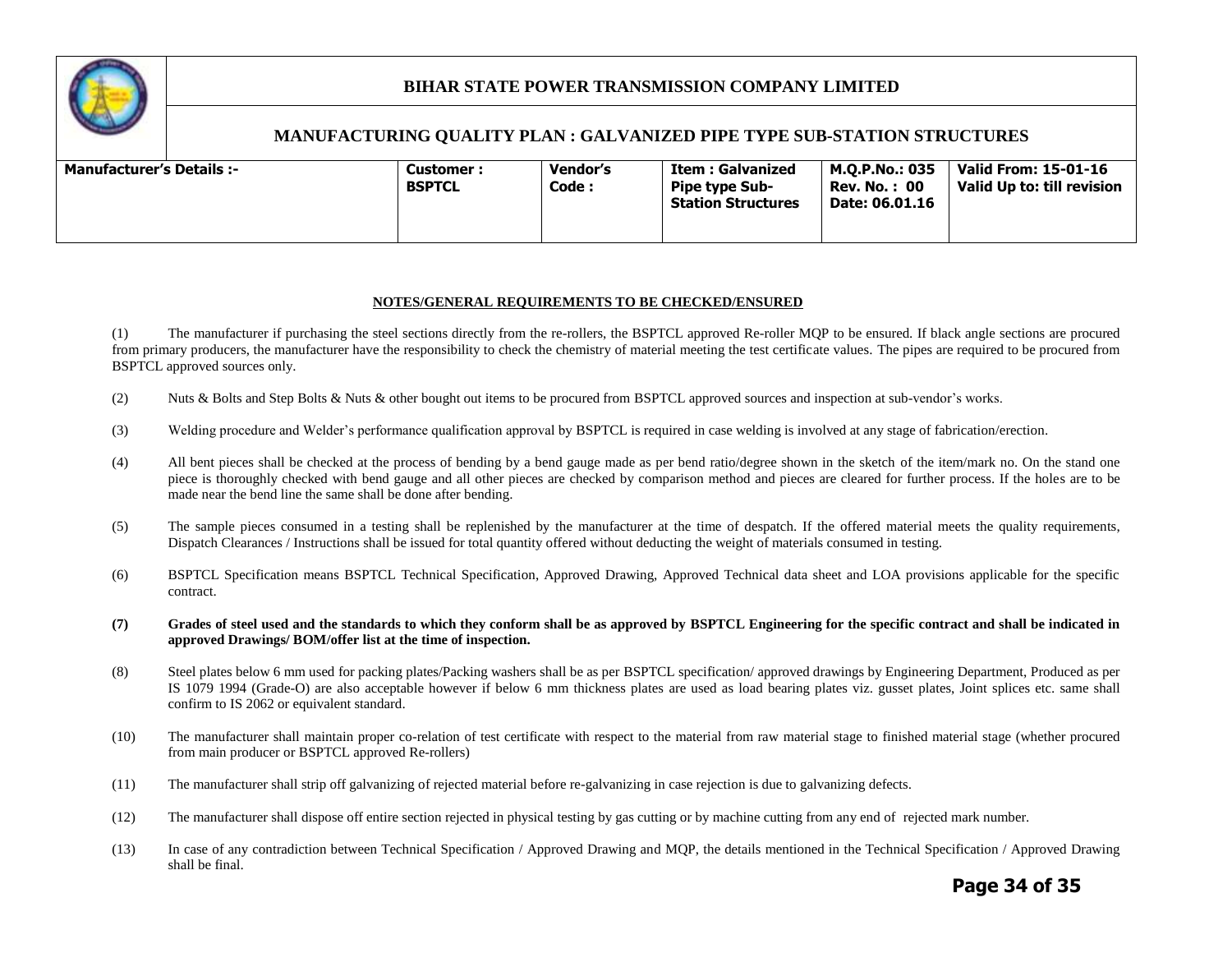| | BIHAR STATE POWER TRANSMISSION COMPANY LIMITED | | | | |
|---|---|---|---|---|---|
| | MANUFACTURING QUALITY PLAN : GALVANIZED PIPE TYPE SUB-STATION STRUCTURES | | | | |
| **Manufacturer's Details :-** | **Customer : BSPTCL** | **Vendor's Code :** | **Item : Galvanized Pipe type Sub-Station Structures** | **M.Q.P.No.: 035 Rev. No. : 00 Date: 06.01.16** | **Valid From: 15-01-16 Valid Up to: till revision** |

## NOTES/GENERAL REQUIREMENTS TO BE CHECKED/ENSURED

(1) The manufacturer if purchasing the steel sections directly from the re-rollers, the BSPTCL approved Re-roller MQP to be ensured. If black angle sections are procured from primary producers, the manufacturer have the responsibility to check the chemistry of material meeting the test certificate values. The pipes are required to be procured from BSPTCL approved sources only.

(2) Nuts & Bolts and Step Bolts & Nuts & other bought out items to be procured from BSPTCL approved sources and inspection at sub-vendor's works.

(3) Welding procedure and Welder's performance qualification approval by BSPTCL is required in case welding is involved at any stage of fabrication/erection.

(4) All bent pieces shall be checked at the process of bending by a bend gauge made as per bend ratio/degree shown in the sketch of the item/mark no. On the stand one piece is thoroughly checked with bend gauge and all other pieces are checked by comparison method and pieces are cleared for further process. If the holes are to be made near the bend line the same shall be done after bending.

(5) The sample pieces consumed in a testing shall be replenished by the manufacturer at the time of despatch. If the offered material meets the quality requirements, Dispatch Clearances / Instructions shall be issued for total quantity offered without deducting the weight of materials consumed in testing.

(6) BSPTCL Specification means BSPTCL Technical Specification, Approved Drawing, Approved Technical data sheet and LOA provisions applicable for the specific contract.

**(7) Grades of steel used and the standards to which they conform shall be as approved by BSPTCL Engineering for the specific contract and shall be indicated in approved Drawings/ BOM/offer list at the time of inspection.**

(8) Steel plates below 6 mm used for packing plates/Packing washers shall be as per BSPTCL specification/ approved drawings by Engineering Department, Produced as per IS 1079 1994 (Grade-O) are also acceptable however if below 6 mm thickness plates are used as load bearing plates viz. gusset plates, Joint splices etc. same shall confirm to IS 2062 or equivalent standard.

(10) The manufacturer shall maintain proper co-relation of test certificate with respect to the material from raw material stage to finished material stage (whether procured from main producer or BSPTCL approved Re-rollers)

(11) The manufacturer shall strip off galvanizing of rejected material before re-galvanizing in case rejection is due to galvanizing defects.

(12) The manufacturer shall dispose off entire section rejected in physical testing by gas cutting or by machine cutting from any end of rejected mark number.

(13) In case of any contradiction between Technical Specification / Approved Drawing and MQP, the details mentioned in the Technical Specification / Approved Drawing shall be final.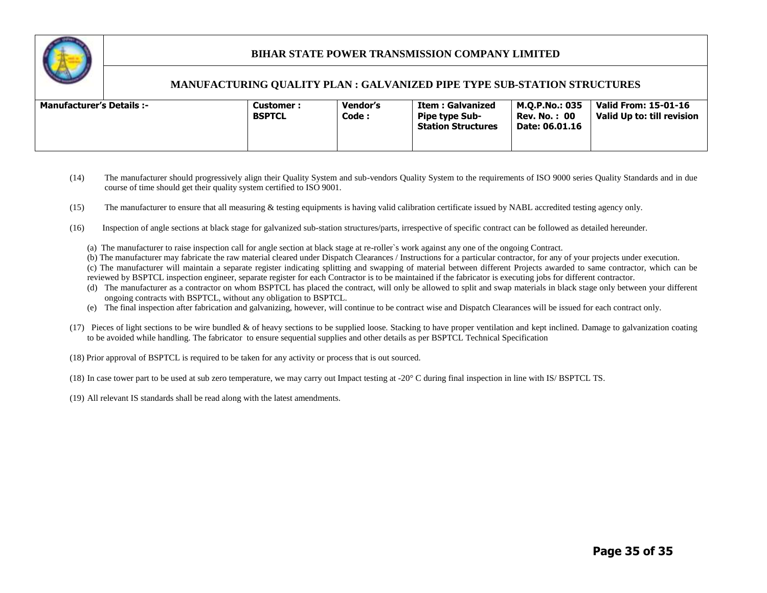(14) The manufacturer should progressively align their Quality System and sub-vendors Quality System to the requirements of ISO 9000 series Quality Standards and in due course of time should get their quality system certified to ISO 9001.

(15) The manufacturer to ensure that all measuring & testing equipments is having valid calibration certificate issued by NABL accredited testing agency only.

(16) Inspection of angle sections at black stage for galvanized sub-station structures/parts, irrespective of specific contract can be followed as detailed hereunder.

(a) The manufacturer to raise inspection call for angle section at black stage at re-roller`s work against any one of the ongoing Contract.

(b) The manufacturer may fabricate the raw material cleared under Dispatch Clearances / Instructions for a particular contractor, for any of your projects under execution.

(c) The manufacturer will maintain a separate register indicating splitting and swapping of material between different Projects awarded to same contractor, which can be reviewed by BSPTCL inspection engineer, separate register for each Contractor is to be maintained if the fabricator is executing jobs for different contractor.

(d) The manufacturer as a contractor on whom BSPTCL has placed the contract, will only be allowed to split and swap materials in black stage only between your different ongoing contracts with BSPTCL, without any obligation to BSPTCL.

(e) The final inspection after fabrication and galvanizing, however, will continue to be contract wise and Dispatch Clearances will be issued for each contract only.

(17) Pieces of light sections to be wire bundled & of heavy sections to be supplied loose. Stacking to have proper ventilation and kept inclined. Damage to galvanization coating to be avoided while handling. The fabricator to ensure sequential supplies and other details as per BSPTCL Technical Specification

(18) Prior approval of BSPTCL is required to be taken for any activity or process that is out sourced.

(18) In case tower part to be used at sub zero temperature, we may carry out Impact testing at -20° C during final inspection in line with IS/ BSPTCL TS.

(19) All relevant IS standards shall be read along with the latest amendments.